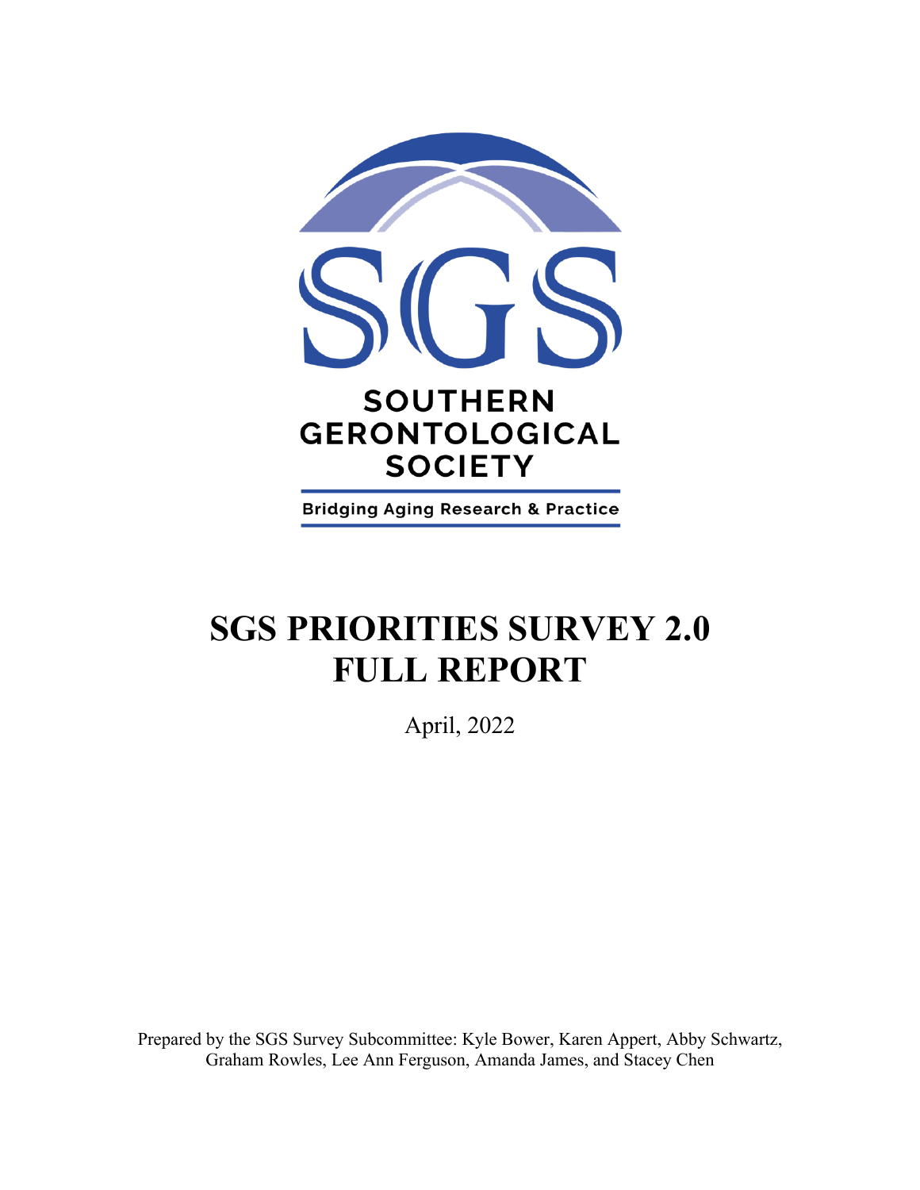SOUTHERN GERONTOLOGICAL SOCIETY

Bridging Aging Research & Practice

# SGS PRIORITIES SURVEY 2.0 FULL REPORT

April, 2022

Prepared by the SGS Survey Subcommittee: Kyle Bower, Karen Appert, Abby Schwartz, Graham Rowles, Lee Ann Ferguson, Amanda James, and Stacey Chen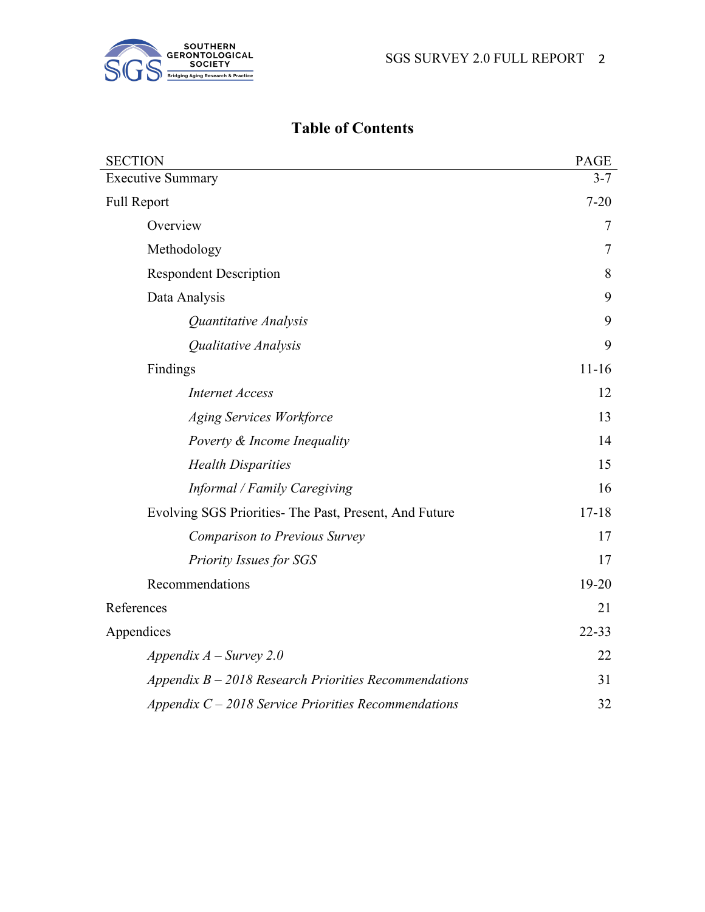# Table of Contents

| SECTION | PAGE |
|---|---|
| Executive Summary | 3-7 |
| Full Report | 7-20 |
| Overview | 7 |
| Methodology | 7 |
| Respondent Description | 8 |
| Data Analysis | 9 |
| *Quantitative Analysis* | 9 |
| *Qualitative Analysis* | 9 |
| Findings | 11-16 |
| *Internet Access* | 12 |
| *Aging Services Workforce* | 13 |
| *Poverty & Income Inequality* | 14 |
| *Health Disparities* | 15 |
| *Informal / Family Caregiving* | 16 |
| Evolving SGS Priorities- The Past, Present, And Future | 17-18 |
| *Comparison to Previous Survey* | 17 |
| *Priority Issues for SGS* | 17 |
| Recommendations | 19-20 |
| References | 21 |
| Appendices | 22-33 |
| *Appendix A – Survey 2.0* | 22 |
| *Appendix B – 2018 Research Priorities Recommendations* | 31 |
| *Appendix C – 2018 Service Priorities Recommendations* | 32 |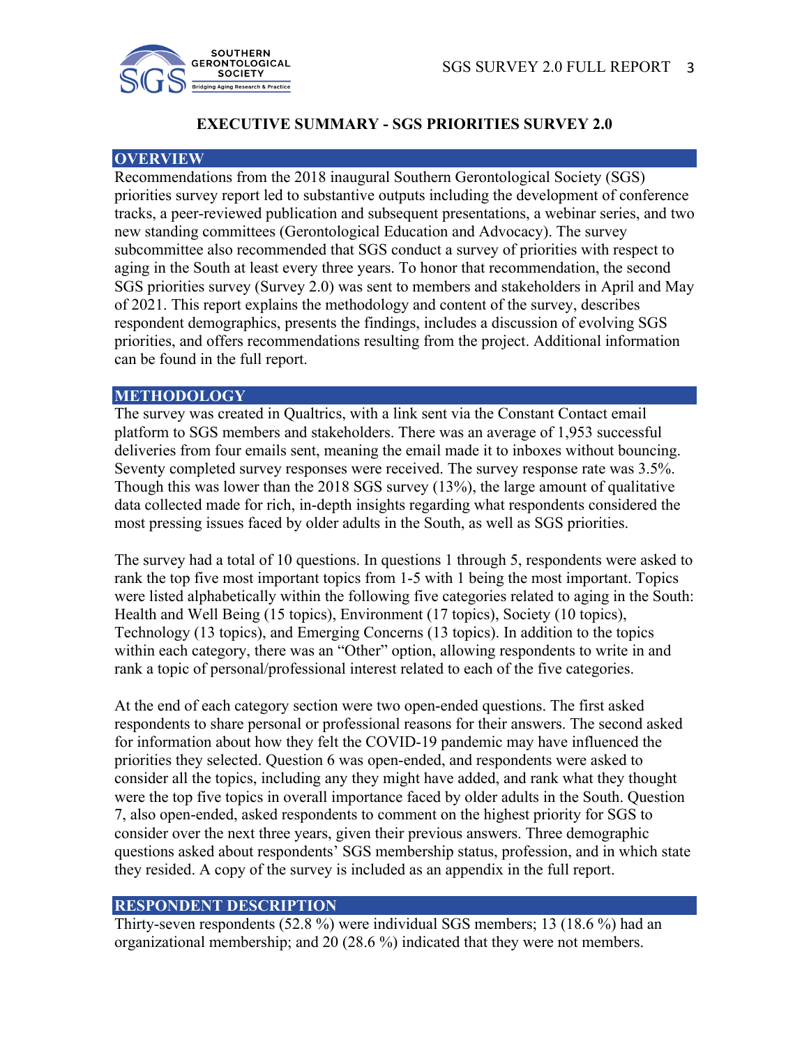# EXECUTIVE SUMMARY - SGS PRIORITIES SURVEY 2.0

## OVERVIEW

Recommendations from the 2018 inaugural Southern Gerontological Society (SGS) priorities survey report led to substantive outputs including the development of conference tracks, a peer-reviewed publication and subsequent presentations, a webinar series, and two new standing committees (Gerontological Education and Advocacy). The survey subcommittee also recommended that SGS conduct a survey of priorities with respect to aging in the South at least every three years. To honor that recommendation, the second SGS priorities survey (Survey 2.0) was sent to members and stakeholders in April and May of 2021. This report explains the methodology and content of the survey, describes respondent demographics, presents the findings, includes a discussion of evolving SGS priorities, and offers recommendations resulting from the project. Additional information can be found in the full report.

## METHODOLOGY

The survey was created in Qualtrics, with a link sent via the Constant Contact email platform to SGS members and stakeholders. There was an average of 1,953 successful deliveries from four emails sent, meaning the email made it to inboxes without bouncing. Seventy completed survey responses were received. The survey response rate was 3.5%. Though this was lower than the 2018 SGS survey (13%), the large amount of qualitative data collected made for rich, in-depth insights regarding what respondents considered the most pressing issues faced by older adults in the South, as well as SGS priorities.

The survey had a total of 10 questions. In questions 1 through 5, respondents were asked to rank the top five most important topics from 1-5 with 1 being the most important. Topics were listed alphabetically within the following five categories related to aging in the South: Health and Well Being (15 topics), Environment (17 topics), Society (10 topics), Technology (13 topics), and Emerging Concerns (13 topics). In addition to the topics within each category, there was an "Other" option, allowing respondents to write in and rank a topic of personal/professional interest related to each of the five categories.

At the end of each category section were two open-ended questions. The first asked respondents to share personal or professional reasons for their answers. The second asked for information about how they felt the COVID-19 pandemic may have influenced the priorities they selected. Question 6 was open-ended, and respondents were asked to consider all the topics, including any they might have added, and rank what they thought were the top five topics in overall importance faced by older adults in the South. Question 7, also open-ended, asked respondents to comment on the highest priority for SGS to consider over the next three years, given their previous answers. Three demographic questions asked about respondents' SGS membership status, profession, and in which state they resided. A copy of the survey is included as an appendix in the full report.

## RESPONDENT DESCRIPTION

Thirty-seven respondents (52.8 %) were individual SGS members; 13 (18.6 %) had an organizational membership; and 20 (28.6 %) indicated that they were not members.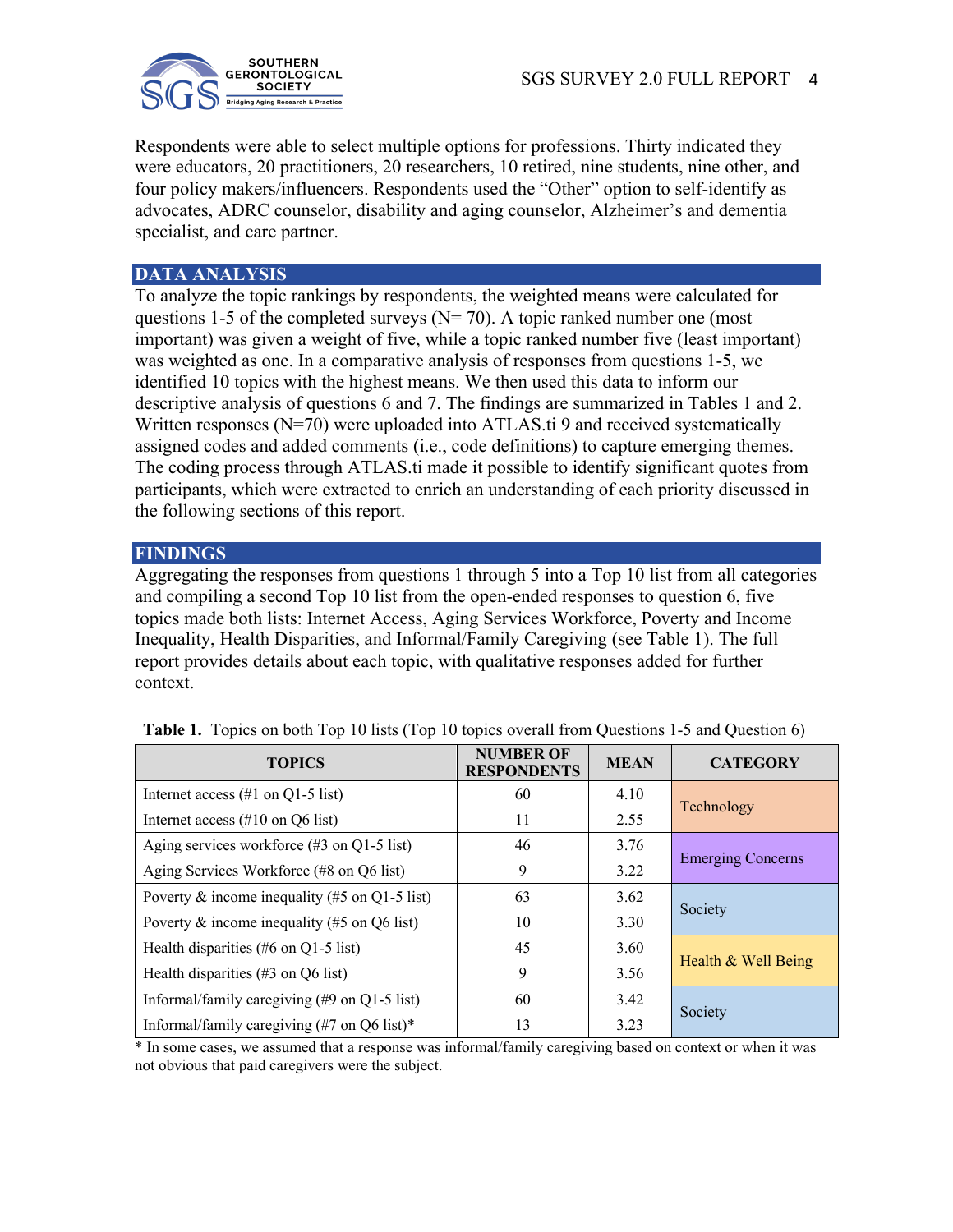Respondents were able to select multiple options for professions. Thirty indicated they were educators, 20 practitioners, 20 researchers, 10 retired, nine students, nine other, and four policy makers/influencers. Respondents used the "Other" option to self-identify as advocates, ADRC counselor, disability and aging counselor, Alzheimer's and dementia specialist, and care partner.

## DATA ANALYSIS

To analyze the topic rankings by respondents, the weighted means were calculated for questions 1-5 of the completed surveys (N= 70). A topic ranked number one (most important) was given a weight of five, while a topic ranked number five (least important) was weighted as one. In a comparative analysis of responses from questions 1-5, we identified 10 topics with the highest means. We then used this data to inform our descriptive analysis of questions 6 and 7. The findings are summarized in Tables 1 and 2. Written responses (N=70) were uploaded into ATLAS.ti 9 and received systematically assigned codes and added comments (i.e., code definitions) to capture emerging themes. The coding process through ATLAS.ti made it possible to identify significant quotes from participants, which were extracted to enrich an understanding of each priority discussed in the following sections of this report.

## FINDINGS

Aggregating the responses from questions 1 through 5 into a Top 10 list from all categories and compiling a second Top 10 list from the open-ended responses to question 6, five topics made both lists: Internet Access, Aging Services Workforce, Poverty and Income Inequality, Health Disparities, and Informal/Family Caregiving (see Table 1). The full report provides details about each topic, with qualitative responses added for further context.

**Table 1.** Topics on both Top 10 lists (Top 10 topics overall from Questions 1-5 and Question 6)

| TOPICS | NUMBER OF RESPONDENTS | MEAN | CATEGORY |
|---|---|---|---|
| Internet access (#1 on Q1-5 list) | 60 | 4.10 | Technology |
| Internet access (#10 on Q6 list) | 11 | 2.55 | |
| Aging services workforce (#3 on Q1-5 list) | 46 | 3.76 | Emerging Concerns |
| Aging Services Workforce (#8 on Q6 list) | 9 | 3.22 | |
| Poverty & income inequality (#5 on Q1-5 list) | 63 | 3.62 | Society |
| Poverty & income inequality (#5 on Q6 list) | 10 | 3.30 | |
| Health disparities (#6 on Q1-5 list) | 45 | 3.60 | Health & Well Being |
| Health disparities (#3 on Q6 list) | 9 | 3.56 | |
| Informal/family caregiving (#9 on Q1-5 list) | 60 | 3.42 | Society |
| Informal/family caregiving (#7 on Q6 list)* | 13 | 3.23 | |

* In some cases, we assumed that a response was informal/family caregiving based on context or when it was not obvious that paid caregivers were the subject.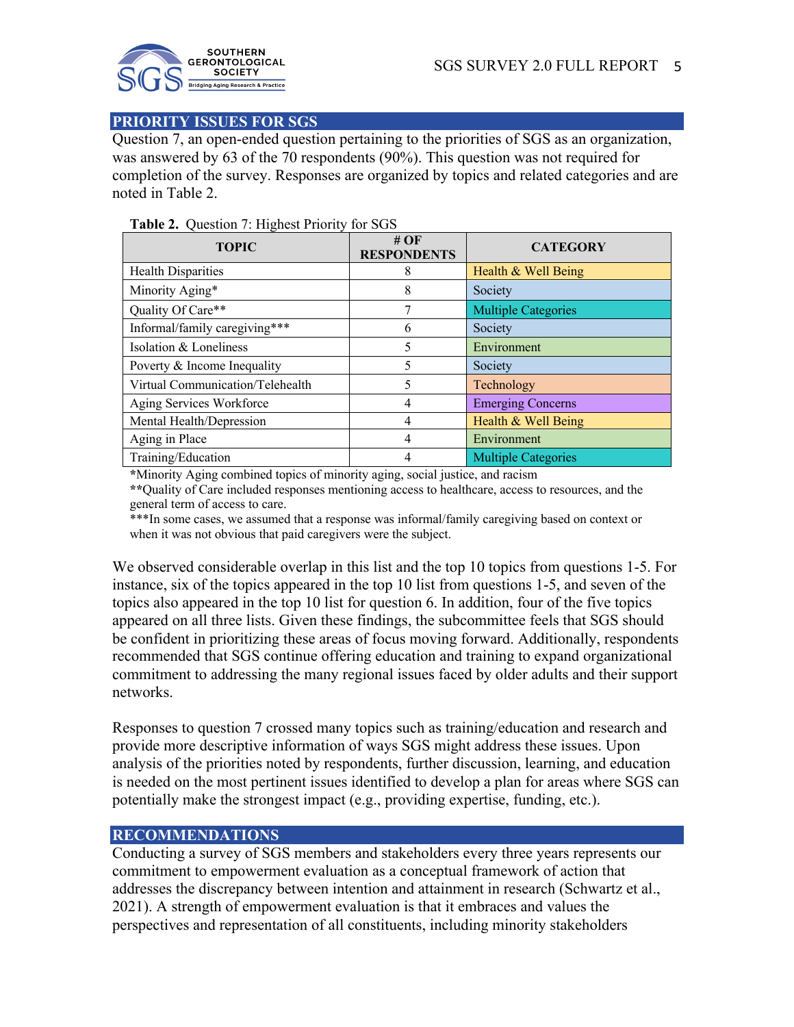## PRIORITY ISSUES FOR SGS

Question 7, an open-ended question pertaining to the priorities of SGS as an organization, was answered by 63 of the 70 respondents (90%). This question was not required for completion of the survey. Responses are organized by topics and related categories and are noted in Table 2.

**Table 2.** Question 7: Highest Priority for SGS

| TOPIC | # OF RESPONDENTS | CATEGORY |
|---|---|---|
| Health Disparities | 8 | Health & Well Being |
| Minority Aging* | 8 | Society |
| Quality Of Care** | 7 | Multiple Categories |
| Informal/family caregiving*** | 6 | Society |
| Isolation & Loneliness | 5 | Environment |
| Poverty & Income Inequality | 5 | Society |
| Virtual Communication/Telehealth | 5 | Technology |
| Aging Services Workforce | 4 | Emerging Concerns |
| Mental Health/Depression | 4 | Health & Well Being |
| Aging in Place | 4 | Environment |
| Training/Education | 4 | Multiple Categories |

*Minority Aging combined topics of minority aging, social justice, and racism

**Quality of Care included responses mentioning access to healthcare, access to resources, and the general term of access to care.

***In some cases, we assumed that a response was informal/family caregiving based on context or when it was not obvious that paid caregivers were the subject.

We observed considerable overlap in this list and the top 10 topics from questions 1-5. For instance, six of the topics appeared in the top 10 list from questions 1-5, and seven of the topics also appeared in the top 10 list for question 6. In addition, four of the five topics appeared on all three lists. Given these findings, the subcommittee feels that SGS should be confident in prioritizing these areas of focus moving forward. Additionally, respondents recommended that SGS continue offering education and training to expand organizational commitment to addressing the many regional issues faced by older adults and their support networks.

Responses to question 7 crossed many topics such as training/education and research and provide more descriptive information of ways SGS might address these issues. Upon analysis of the priorities noted by respondents, further discussion, learning, and education is needed on the most pertinent issues identified to develop a plan for areas where SGS can potentially make the strongest impact (e.g., providing expertise, funding, etc.).

## RECOMMENDATIONS

Conducting a survey of SGS members and stakeholders every three years represents our commitment to empowerment evaluation as a conceptual framework of action that addresses the discrepancy between intention and attainment in research (Schwartz et al., 2021). A strength of empowerment evaluation is that it embraces and values the perspectives and representation of all constituents, including minority stakeholders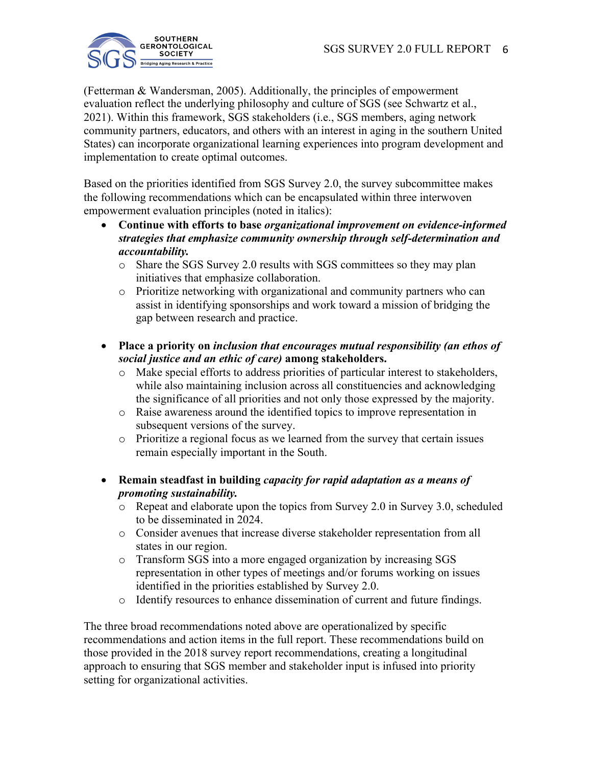(Fetterman & Wandersman, 2005). Additionally, the principles of empowerment evaluation reflect the underlying philosophy and culture of SGS (see Schwartz et al., 2021). Within this framework, SGS stakeholders (i.e., SGS members, aging network community partners, educators, and others with an interest in aging in the southern United States) can incorporate organizational learning experiences into program development and implementation to create optimal outcomes.

Based on the priorities identified from SGS Survey 2.0, the survey subcommittee makes the following recommendations which can be encapsulated within three interwoven empowerment evaluation principles (noted in italics):

- **Continue with efforts to base *organizational improvement on evidence-informed strategies that emphasize community ownership through self-determination and accountability.***
  - Share the SGS Survey 2.0 results with SGS committees so they may plan initiatives that emphasize collaboration.
  - Prioritize networking with organizational and community partners who can assist in identifying sponsorships and work toward a mission of bridging the gap between research and practice.

- **Place a priority on *inclusion that encourages mutual responsibility (an ethos of social justice and an ethic of care)* among stakeholders.**
  - Make special efforts to address priorities of particular interest to stakeholders, while also maintaining inclusion across all constituencies and acknowledging the significance of all priorities and not only those expressed by the majority.
  - Raise awareness around the identified topics to improve representation in subsequent versions of the survey.
  - Prioritize a regional focus as we learned from the survey that certain issues remain especially important in the South.

- **Remain steadfast in building *capacity for rapid adaptation as a means of promoting sustainability.***
  - Repeat and elaborate upon the topics from Survey 2.0 in Survey 3.0, scheduled to be disseminated in 2024.
  - Consider avenues that increase diverse stakeholder representation from all states in our region.
  - Transform SGS into a more engaged organization by increasing SGS representation in other types of meetings and/or forums working on issues identified in the priorities established by Survey 2.0.
  - Identify resources to enhance dissemination of current and future findings.

The three broad recommendations noted above are operationalized by specific recommendations and action items in the full report. These recommendations build on those provided in the 2018 survey report recommendations, creating a longitudinal approach to ensuring that SGS member and stakeholder input is infused into priority setting for organizational activities.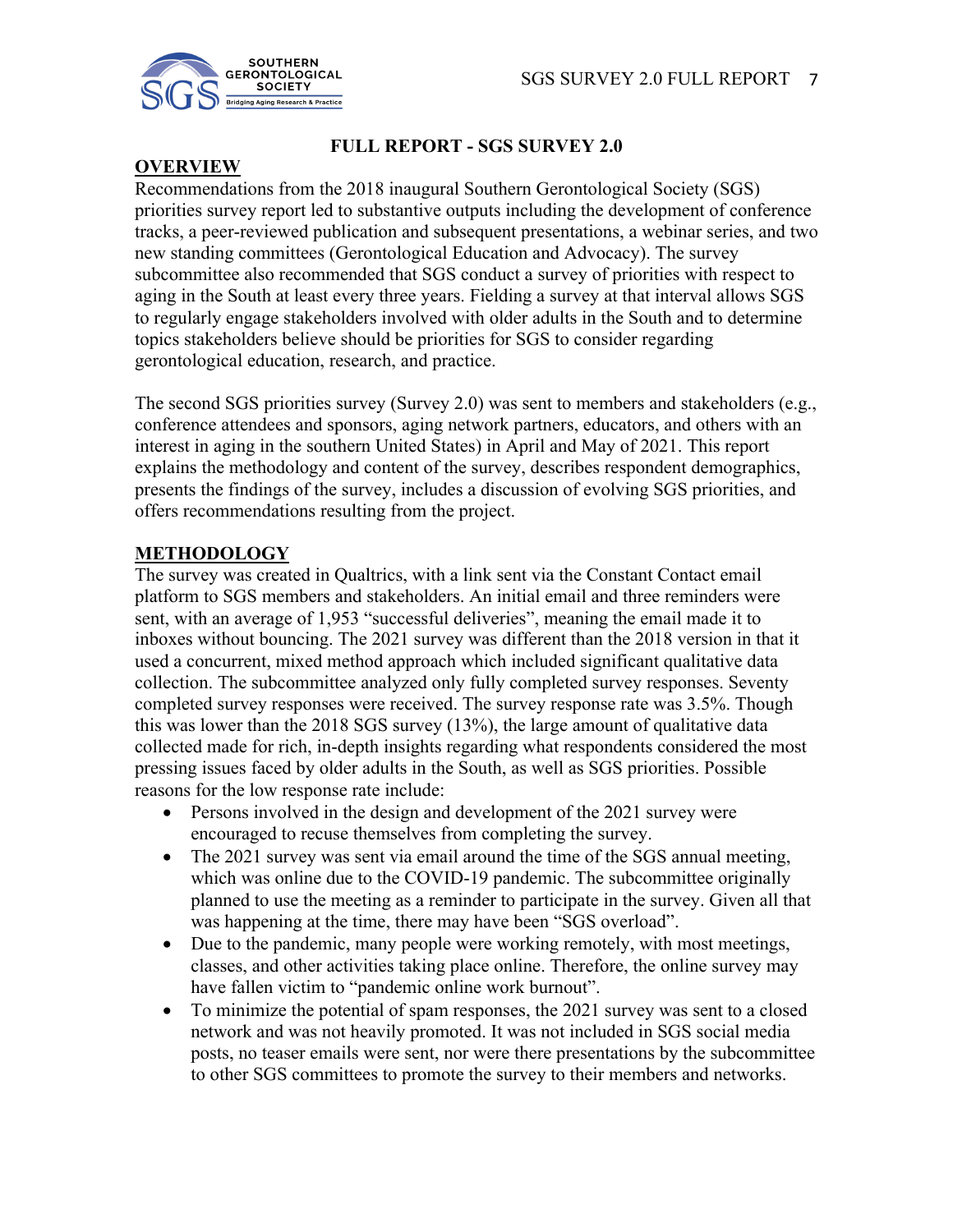# FULL REPORT - SGS SURVEY 2.0

## OVERVIEW

Recommendations from the 2018 inaugural Southern Gerontological Society (SGS) priorities survey report led to substantive outputs including the development of conference tracks, a peer-reviewed publication and subsequent presentations, a webinar series, and two new standing committees (Gerontological Education and Advocacy). The survey subcommittee also recommended that SGS conduct a survey of priorities with respect to aging in the South at least every three years. Fielding a survey at that interval allows SGS to regularly engage stakeholders involved with older adults in the South and to determine topics stakeholders believe should be priorities for SGS to consider regarding gerontological education, research, and practice.

The second SGS priorities survey (Survey 2.0) was sent to members and stakeholders (e.g., conference attendees and sponsors, aging network partners, educators, and others with an interest in aging in the southern United States) in April and May of 2021. This report explains the methodology and content of the survey, describes respondent demographics, presents the findings of the survey, includes a discussion of evolving SGS priorities, and offers recommendations resulting from the project.

## METHODOLOGY

The survey was created in Qualtrics, with a link sent via the Constant Contact email platform to SGS members and stakeholders. An initial email and three reminders were sent, with an average of 1,953 "successful deliveries", meaning the email made it to inboxes without bouncing. The 2021 survey was different than the 2018 version in that it used a concurrent, mixed method approach which included significant qualitative data collection. The subcommittee analyzed only fully completed survey responses. Seventy completed survey responses were received. The survey response rate was 3.5%. Though this was lower than the 2018 SGS survey (13%), the large amount of qualitative data collected made for rich, in-depth insights regarding what respondents considered the most pressing issues faced by older adults in the South, as well as SGS priorities. Possible reasons for the low response rate include:

- Persons involved in the design and development of the 2021 survey were encouraged to recuse themselves from completing the survey.
- The 2021 survey was sent via email around the time of the SGS annual meeting, which was online due to the COVID-19 pandemic. The subcommittee originally planned to use the meeting as a reminder to participate in the survey. Given all that was happening at the time, there may have been "SGS overload".
- Due to the pandemic, many people were working remotely, with most meetings, classes, and other activities taking place online. Therefore, the online survey may have fallen victim to "pandemic online work burnout".
- To minimize the potential of spam responses, the 2021 survey was sent to a closed network and was not heavily promoted. It was not included in SGS social media posts, no teaser emails were sent, nor were there presentations by the subcommittee to other SGS committees to promote the survey to their members and networks.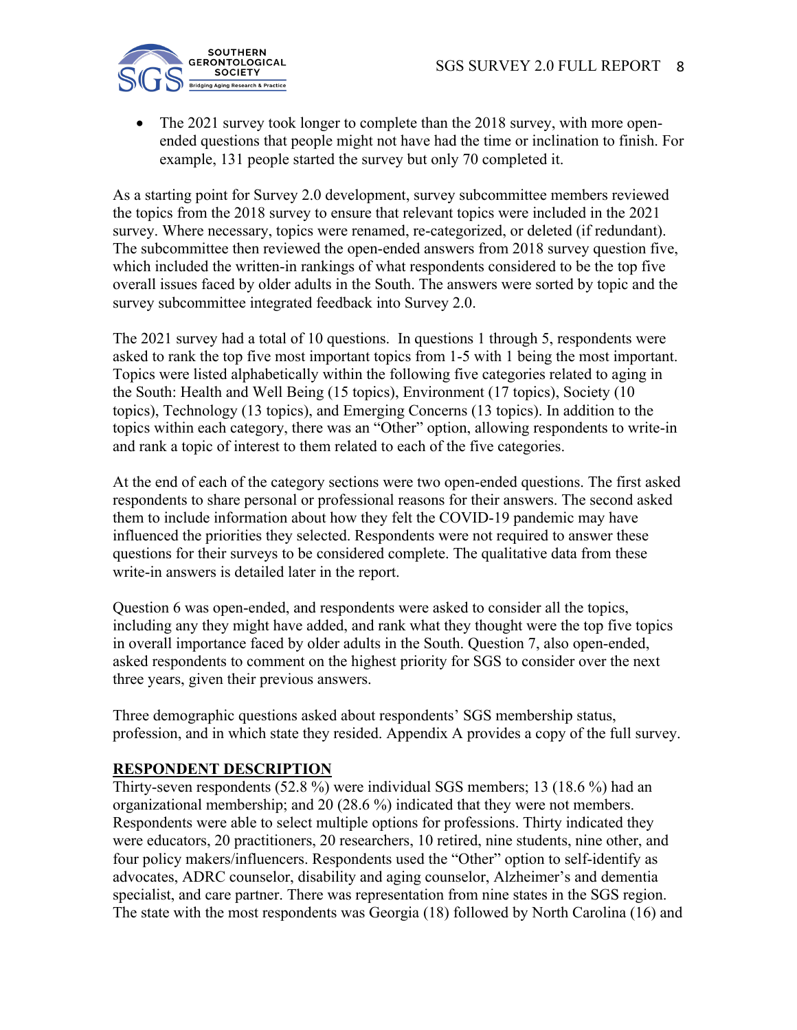- The 2021 survey took longer to complete than the 2018 survey, with more open-ended questions that people might not have had the time or inclination to finish. For example, 131 people started the survey but only 70 completed it.

As a starting point for Survey 2.0 development, survey subcommittee members reviewed the topics from the 2018 survey to ensure that relevant topics were included in the 2021 survey. Where necessary, topics were renamed, re-categorized, or deleted (if redundant). The subcommittee then reviewed the open-ended answers from 2018 survey question five, which included the written-in rankings of what respondents considered to be the top five overall issues faced by older adults in the South. The answers were sorted by topic and the survey subcommittee integrated feedback into Survey 2.0.

The 2021 survey had a total of 10 questions. In questions 1 through 5, respondents were asked to rank the top five most important topics from 1-5 with 1 being the most important. Topics were listed alphabetically within the following five categories related to aging in the South: Health and Well Being (15 topics), Environment (17 topics), Society (10 topics), Technology (13 topics), and Emerging Concerns (13 topics). In addition to the topics within each category, there was an "Other" option, allowing respondents to write-in and rank a topic of interest to them related to each of the five categories.

At the end of each of the category sections were two open-ended questions. The first asked respondents to share personal or professional reasons for their answers. The second asked them to include information about how they felt the COVID-19 pandemic may have influenced the priorities they selected. Respondents were not required to answer these questions for their surveys to be considered complete. The qualitative data from these write-in answers is detailed later in the report.

Question 6 was open-ended, and respondents were asked to consider all the topics, including any they might have added, and rank what they thought were the top five topics in overall importance faced by older adults in the South. Question 7, also open-ended, asked respondents to comment on the highest priority for SGS to consider over the next three years, given their previous answers.

Three demographic questions asked about respondents' SGS membership status, profession, and in which state they resided. Appendix A provides a copy of the full survey.

## RESPONDENT DESCRIPTION

Thirty-seven respondents (52.8 %) were individual SGS members; 13 (18.6 %) had an organizational membership; and 20 (28.6 %) indicated that they were not members. Respondents were able to select multiple options for professions. Thirty indicated they were educators, 20 practitioners, 20 researchers, 10 retired, nine students, nine other, and four policy makers/influencers. Respondents used the "Other" option to self-identify as advocates, ADRC counselor, disability and aging counselor, Alzheimer's and dementia specialist, and care partner. There was representation from nine states in the SGS region. The state with the most respondents was Georgia (18) followed by North Carolina (16) and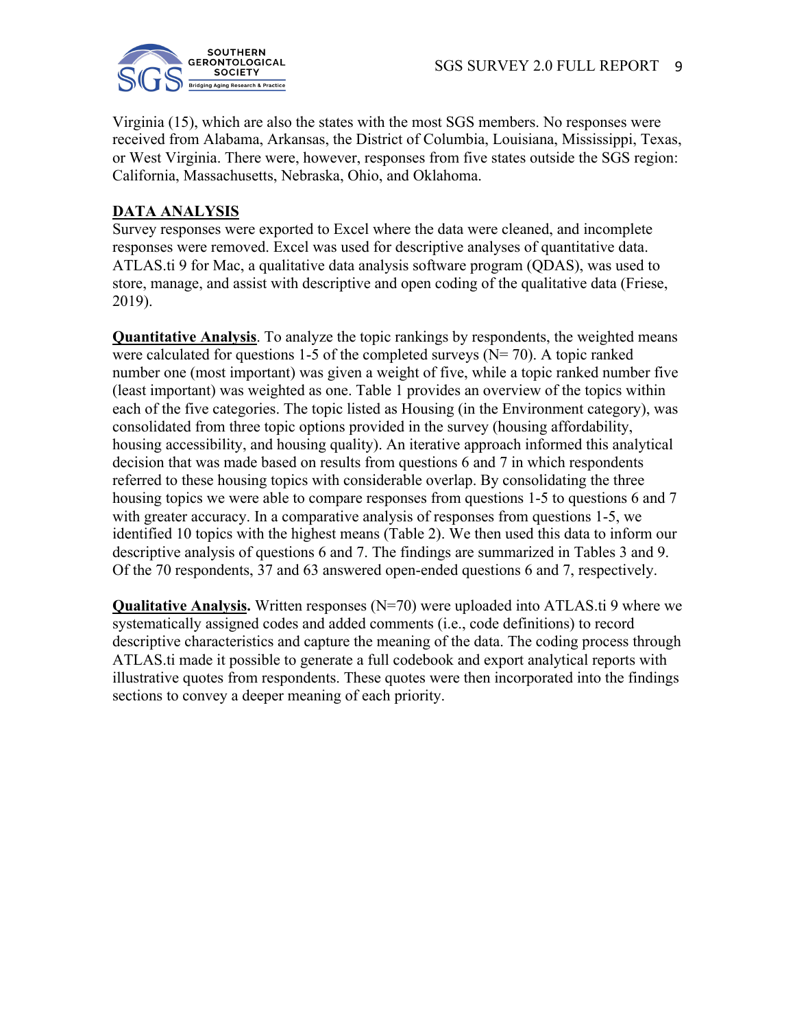Virginia (15), which are also the states with the most SGS members. No responses were received from Alabama, Arkansas, the District of Columbia, Louisiana, Mississippi, Texas, or West Virginia. There were, however, responses from five states outside the SGS region: California, Massachusetts, Nebraska, Ohio, and Oklahoma.

## DATA ANALYSIS

Survey responses were exported to Excel where the data were cleaned, and incomplete responses were removed. Excel was used for descriptive analyses of quantitative data. ATLAS.ti 9 for Mac, a qualitative data analysis software program (QDAS), was used to store, manage, and assist with descriptive and open coding of the qualitative data (Friese, 2019).

**Quantitative Analysis**. To analyze the topic rankings by respondents, the weighted means were calculated for questions 1-5 of the completed surveys (N= 70). A topic ranked number one (most important) was given a weight of five, while a topic ranked number five (least important) was weighted as one. Table 1 provides an overview of the topics within each of the five categories. The topic listed as Housing (in the Environment category), was consolidated from three topic options provided in the survey (housing affordability, housing accessibility, and housing quality). An iterative approach informed this analytical decision that was made based on results from questions 6 and 7 in which respondents referred to these housing topics with considerable overlap. By consolidating the three housing topics we were able to compare responses from questions 1-5 to questions 6 and 7 with greater accuracy. In a comparative analysis of responses from questions 1-5, we identified 10 topics with the highest means (Table 2). We then used this data to inform our descriptive analysis of questions 6 and 7. The findings are summarized in Tables 3 and 9. Of the 70 respondents, 37 and 63 answered open-ended questions 6 and 7, respectively.

**Qualitative Analysis.** Written responses (N=70) were uploaded into ATLAS.ti 9 where we systematically assigned codes and added comments (i.e., code definitions) to record descriptive characteristics and capture the meaning of the data. The coding process through ATLAS.ti made it possible to generate a full codebook and export analytical reports with illustrative quotes from respondents. These quotes were then incorporated into the findings sections to convey a deeper meaning of each priority.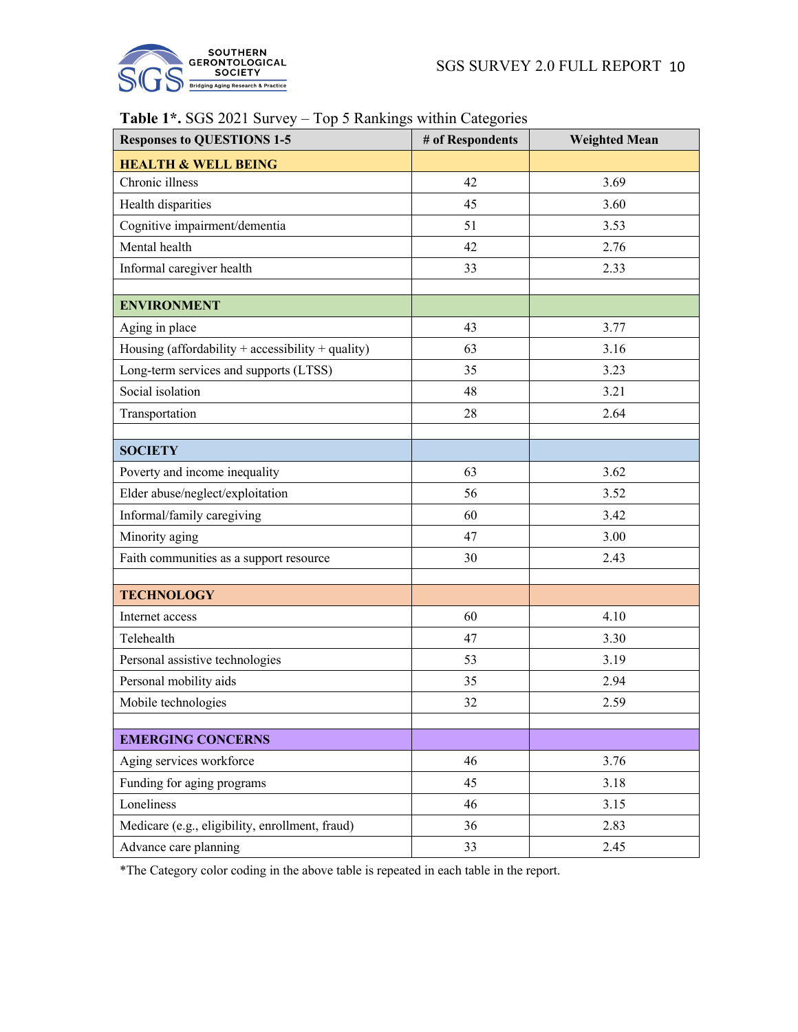**Table 1*.** SGS 2021 Survey – Top 5 Rankings within Categories

| Responses to QUESTIONS 1-5 | # of Respondents | Weighted Mean |
|---|---|---|
| **HEALTH & WELL BEING** | | |
| Chronic illness | 42 | 3.69 |
| Health disparities | 45 | 3.60 |
| Cognitive impairment/dementia | 51 | 3.53 |
| Mental health | 42 | 2.76 |
| Informal caregiver health | 33 | 2.33 |
| | | |
| **ENVIRONMENT** | | |
| Aging in place | 43 | 3.77 |
| Housing (affordability + accessibility + quality) | 63 | 3.16 |
| Long-term services and supports (LTSS) | 35 | 3.23 |
| Social isolation | 48 | 3.21 |
| Transportation | 28 | 2.64 |
| | | |
| **SOCIETY** | | |
| Poverty and income inequality | 63 | 3.62 |
| Elder abuse/neglect/exploitation | 56 | 3.52 |
| Informal/family caregiving | 60 | 3.42 |
| Minority aging | 47 | 3.00 |
| Faith communities as a support resource | 30 | 2.43 |
| | | |
| **TECHNOLOGY** | | |
| Internet access | 60 | 4.10 |
| Telehealth | 47 | 3.30 |
| Personal assistive technologies | 53 | 3.19 |
| Personal mobility aids | 35 | 2.94 |
| Mobile technologies | 32 | 2.59 |
| | | |
| **EMERGING CONCERNS** | | |
| Aging services workforce | 46 | 3.76 |
| Funding for aging programs | 45 | 3.18 |
| Loneliness | 46 | 3.15 |
| Medicare (e.g., eligibility, enrollment, fraud) | 36 | 2.83 |
| Advance care planning | 33 | 2.45 |

*The Category color coding in the above table is repeated in each table in the report.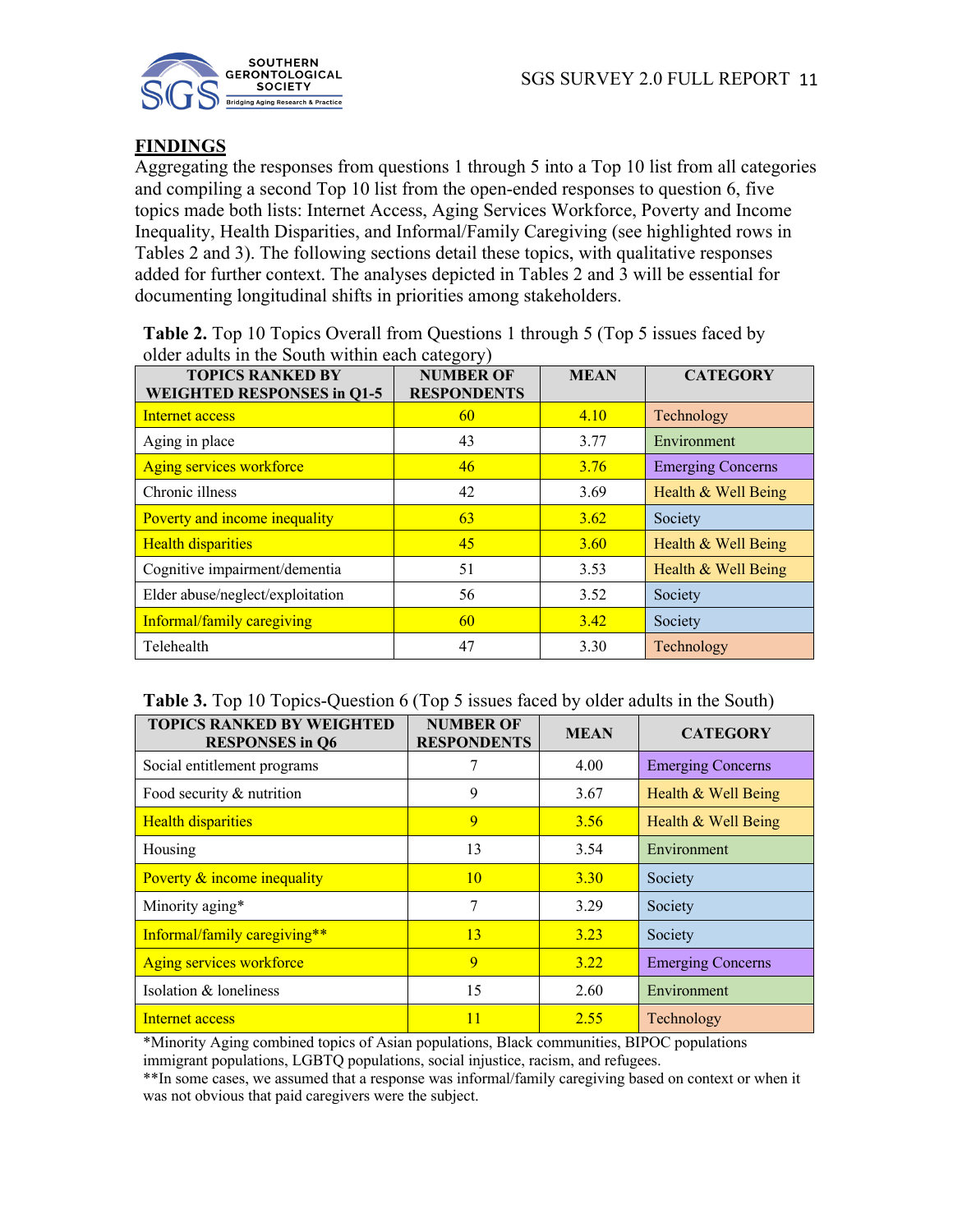## FINDINGS

Aggregating the responses from questions 1 through 5 into a Top 10 list from all categories and compiling a second Top 10 list from the open-ended responses to question 6, five topics made both lists: Internet Access, Aging Services Workforce, Poverty and Income Inequality, Health Disparities, and Informal/Family Caregiving (see highlighted rows in Tables 2 and 3). The following sections detail these topics, with qualitative responses added for further context. The analyses depicted in Tables 2 and 3 will be essential for documenting longitudinal shifts in priorities among stakeholders.

**Table 2.** Top 10 Topics Overall from Questions 1 through 5 (Top 5 issues faced by older adults in the South within each category)

| TOPICS RANKED BY WEIGHTED RESPONSES in Q1-5 | NUMBER OF RESPONDENTS | MEAN | CATEGORY |
|---|---|---|---|
| Internet access | 60 | 4.10 | Technology |
| Aging in place | 43 | 3.77 | Environment |
| Aging services workforce | 46 | 3.76 | Emerging Concerns |
| Chronic illness | 42 | 3.69 | Health & Well Being |
| Poverty and income inequality | 63 | 3.62 | Society |
| Health disparities | 45 | 3.60 | Health & Well Being |
| Cognitive impairment/dementia | 51 | 3.53 | Health & Well Being |
| Elder abuse/neglect/exploitation | 56 | 3.52 | Society |
| Informal/family caregiving | 60 | 3.42 | Society |
| Telehealth | 47 | 3.30 | Technology |

**Table 3.** Top 10 Topics-Question 6 (Top 5 issues faced by older adults in the South)

| TOPICS RANKED BY WEIGHTED RESPONSES in Q6 | NUMBER OF RESPONDENTS | MEAN | CATEGORY |
|---|---|---|---|
| Social entitlement programs | 7 | 4.00 | Emerging Concerns |
| Food security & nutrition | 9 | 3.67 | Health & Well Being |
| Health disparities | 9 | 3.56 | Health & Well Being |
| Housing | 13 | 3.54 | Environment |
| Poverty & income inequality | 10 | 3.30 | Society |
| Minority aging* | 7 | 3.29 | Society |
| Informal/family caregiving** | 13 | 3.23 | Society |
| Aging services workforce | 9 | 3.22 | Emerging Concerns |
| Isolation & loneliness | 15 | 2.60 | Environment |
| Internet access | 11 | 2.55 | Technology |

*Minority Aging combined topics of Asian populations, Black communities, BIPOC populations immigrant populations, LGBTQ populations, social injustice, racism, and refugees.

**In some cases, we assumed that a response was informal/family caregiving based on context or when it was not obvious that paid caregivers were the subject.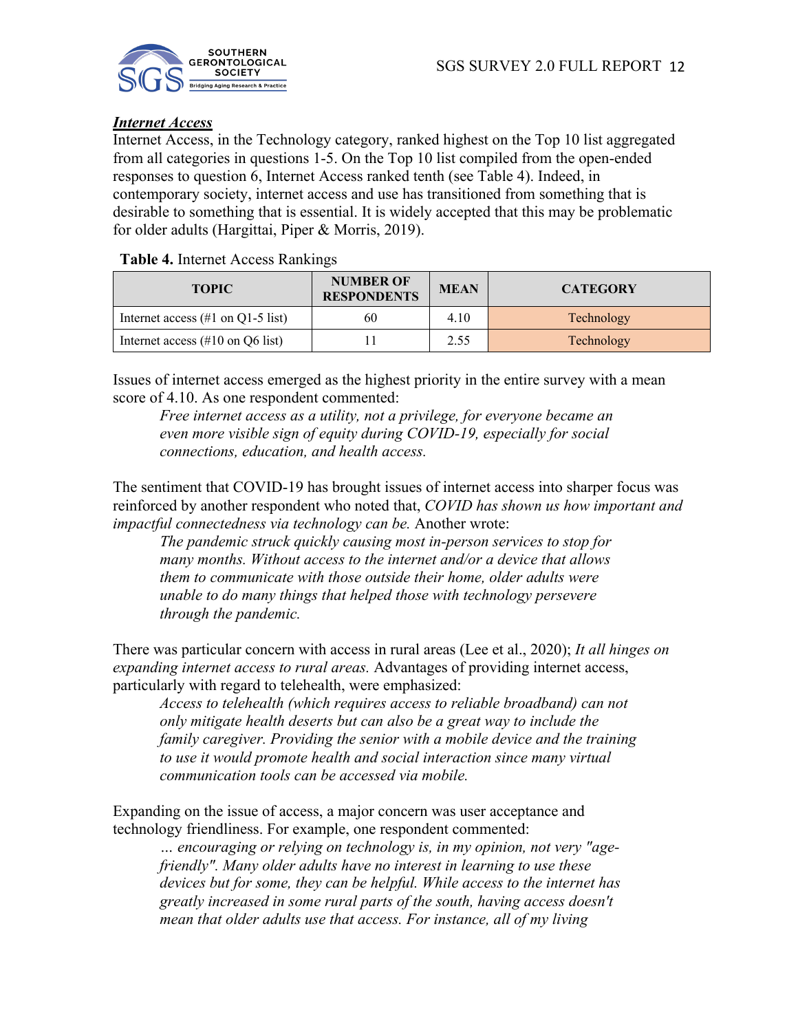***Internet Access***

Internet Access, in the Technology category, ranked highest on the Top 10 list aggregated from all categories in questions 1-5. On the Top 10 list compiled from the open-ended responses to question 6, Internet Access ranked tenth (see Table 4). Indeed, in contemporary society, internet access and use has transitioned from something that is desirable to something that is essential. It is widely accepted that this may be problematic for older adults (Hargittai, Piper & Morris, 2019).

**Table 4.** Internet Access Rankings

| TOPIC | NUMBER OF RESPONDENTS | MEAN | CATEGORY |
|---|---|---|---|
| Internet access (#1 on Q1-5 list) | 60 | 4.10 | Technology |
| Internet access (#10 on Q6 list) | 11 | 2.55 | Technology |

Issues of internet access emerged as the highest priority in the entire survey with a mean score of 4.10. As one respondent commented:

> *Free internet access as a utility, not a privilege, for everyone became an even more visible sign of equity during COVID-19, especially for social connections, education, and health access.*

The sentiment that COVID-19 has brought issues of internet access into sharper focus was reinforced by another respondent who noted that, *COVID has shown us how important and impactful connectedness via technology can be.* Another wrote:

> *The pandemic struck quickly causing most in-person services to stop for many months. Without access to the internet and/or a device that allows them to communicate with those outside their home, older adults were unable to do many things that helped those with technology persevere through the pandemic.*

There was particular concern with access in rural areas (Lee et al., 2020); *It all hinges on expanding internet access to rural areas.* Advantages of providing internet access, particularly with regard to telehealth, were emphasized:

> *Access to telehealth (which requires access to reliable broadband) can not only mitigate health deserts but can also be a great way to include the family caregiver. Providing the senior with a mobile device and the training to use it would promote health and social interaction since many virtual communication tools can be accessed via mobile.*

Expanding on the issue of access, a major concern was user acceptance and technology friendliness. For example, one respondent commented:

> *… encouraging or relying on technology is, in my opinion, not very "age-friendly". Many older adults have no interest in learning to use these devices but for some, they can be helpful. While access to the internet has greatly increased in some rural parts of the south, having access doesn't mean that older adults use that access. For instance, all of my living*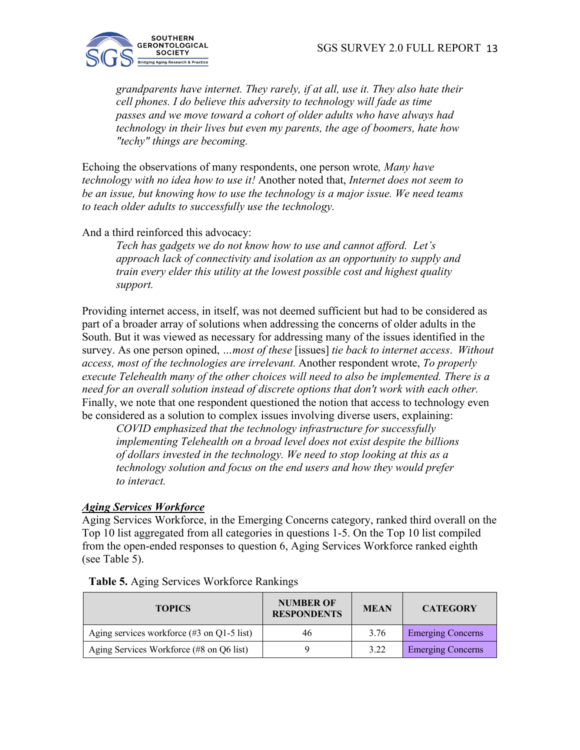> *grandparents have internet. They rarely, if at all, use it. They also hate their cell phones. I do believe this adversity to technology will fade as time passes and we move toward a cohort of older adults who have always had technology in their lives but even my parents, the age of boomers, hate how "techy" things are becoming.*

Echoing the observations of many respondents, one person wrote, *Many have technology with no idea how to use it!* Another noted that, *Internet does not seem to be an issue, but knowing how to use the technology is a major issue. We need teams to teach older adults to successfully use the technology.*

And a third reinforced this advocacy:

> *Tech has gadgets we do not know how to use and cannot afford. Let's approach lack of connectivity and isolation as an opportunity to supply and train every elder this utility at the lowest possible cost and highest quality support.*

Providing internet access, in itself, was not deemed sufficient but had to be considered as part of a broader array of solutions when addressing the concerns of older adults in the South. But it was viewed as necessary for addressing many of the issues identified in the survey. As one person opined, *...most of these* [issues] *tie back to internet access. Without access, most of the technologies are irrelevant.* Another respondent wrote, *To properly execute Telehealth many of the other choices will need to also be implemented. There is a need for an overall solution instead of discrete options that don't work with each other.* Finally, we note that one respondent questioned the notion that access to technology even be considered as a solution to complex issues involving diverse users, explaining:

> *COVID emphasized that the technology infrastructure for successfully implementing Telehealth on a broad level does not exist despite the billions of dollars invested in the technology. We need to stop looking at this as a technology solution and focus on the end users and how they would prefer to interact.*

### ***Aging Services Workforce***

Aging Services Workforce, in the Emerging Concerns category, ranked third overall on the Top 10 list aggregated from all categories in questions 1-5. On the Top 10 list compiled from the open-ended responses to question 6, Aging Services Workforce ranked eighth (see Table 5).

**Table 5.** Aging Services Workforce Rankings

| TOPICS | NUMBER OF RESPONDENTS | MEAN | CATEGORY |
|---|---|---|---|
| Aging services workforce (#3 on Q1-5 list) | 46 | 3.76 | Emerging Concerns |
| Aging Services Workforce (#8 on Q6 list) | 9 | 3.22 | Emerging Concerns |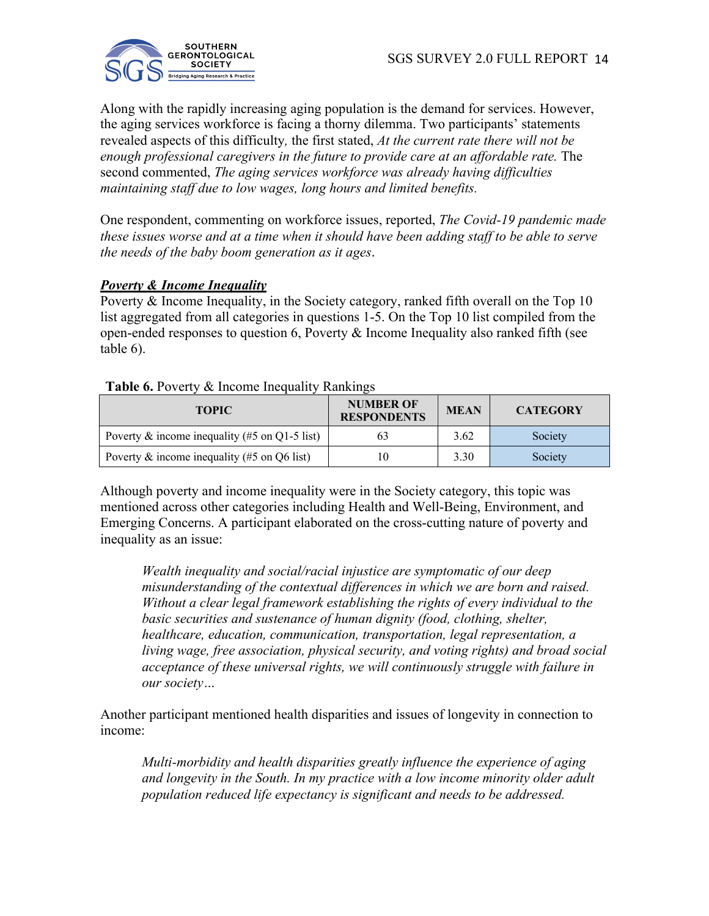Along with the rapidly increasing aging population is the demand for services. However, the aging services workforce is facing a thorny dilemma. Two participants' statements revealed aspects of this difficulty, the first stated, *At the current rate there will not be enough professional caregivers in the future to provide care at an affordable rate.* The second commented, *The aging services workforce was already having difficulties maintaining staff due to low wages, long hours and limited benefits.*

One respondent, commenting on workforce issues, reported, *The Covid-19 pandemic made these issues worse and at a time when it should have been adding staff to be able to serve the needs of the baby boom generation as it ages*.

***Poverty & Income Inequality***

Poverty & Income Inequality, in the Society category, ranked fifth overall on the Top 10 list aggregated from all categories in questions 1-5. On the Top 10 list compiled from the open-ended responses to question 6, Poverty & Income Inequality also ranked fifth (see table 6).

**Table 6.** Poverty & Income Inequality Rankings

| TOPIC | NUMBER OF RESPONDENTS | MEAN | CATEGORY |
|---|---|---|---|
| Poverty & income inequality (#5 on Q1-5 list) | 63 | 3.62 | Society |
| Poverty & income inequality (#5 on Q6 list) | 10 | 3.30 | Society |

Although poverty and income inequality were in the Society category, this topic was mentioned across other categories including Health and Well-Being, Environment, and Emerging Concerns. A participant elaborated on the cross-cutting nature of poverty and inequality as an issue:

> *Wealth inequality and social/racial injustice are symptomatic of our deep misunderstanding of the contextual differences in which we are born and raised. Without a clear legal framework establishing the rights of every individual to the basic securities and sustenance of human dignity (food, clothing, shelter, healthcare, education, communication, transportation, legal representation, a living wage, free association, physical security, and voting rights) and broad social acceptance of these universal rights, we will continuously struggle with failure in our society…*

Another participant mentioned health disparities and issues of longevity in connection to income:

> *Multi-morbidity and health disparities greatly influence the experience of aging and longevity in the South. In my practice with a low income minority older adult population reduced life expectancy is significant and needs to be addressed.*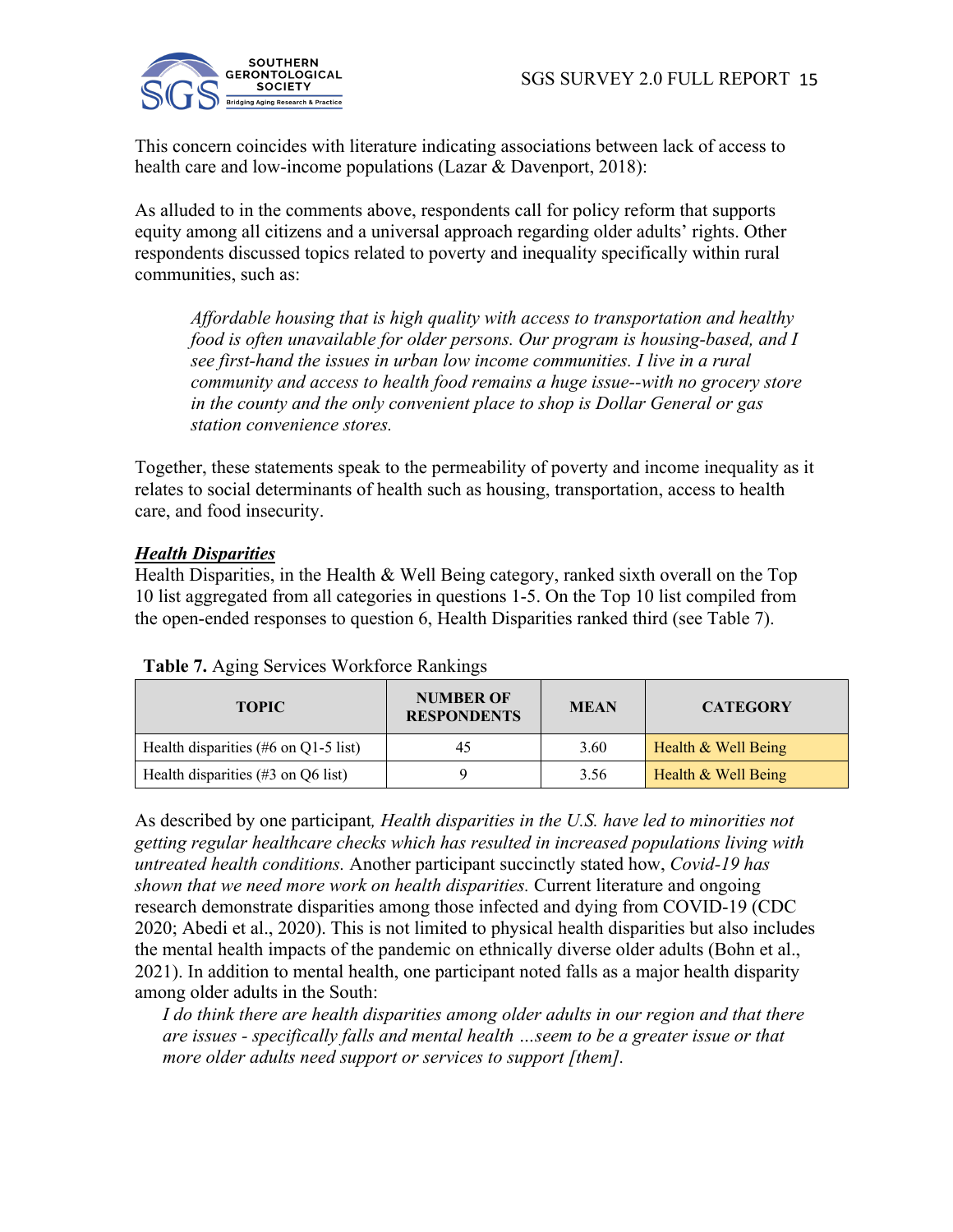This concern coincides with literature indicating associations between lack of access to health care and low-income populations (Lazar & Davenport, 2018):

As alluded to in the comments above, respondents call for policy reform that supports equity among all citizens and a universal approach regarding older adults' rights. Other respondents discussed topics related to poverty and inequality specifically within rural communities, such as:

> *Affordable housing that is high quality with access to transportation and healthy food is often unavailable for older persons. Our program is housing-based, and I see first-hand the issues in urban low income communities. I live in a rural community and access to health food remains a huge issue--with no grocery store in the county and the only convenient place to shop is Dollar General or gas station convenience stores.*

Together, these statements speak to the permeability of poverty and income inequality as it relates to social determinants of health such as housing, transportation, access to health care, and food insecurity.

***Health Disparities***

Health Disparities, in the Health & Well Being category, ranked sixth overall on the Top 10 list aggregated from all categories in questions 1-5. On the Top 10 list compiled from the open-ended responses to question 6, Health Disparities ranked third (see Table 7).

**Table 7.** Aging Services Workforce Rankings

| TOPIC | NUMBER OF RESPONDENTS | MEAN | CATEGORY |
|---|---|---|---|
| Health disparities (#6 on Q1-5 list) | 45 | 3.60 | Health & Well Being |
| Health disparities (#3 on Q6 list) | 9 | 3.56 | Health & Well Being |

As described by one participant*, Health disparities in the U.S. have led to minorities not getting regular healthcare checks which has resulted in increased populations living with untreated health conditions.* Another participant succinctly stated how, *Covid-19 has shown that we need more work on health disparities.* Current literature and ongoing research demonstrate disparities among those infected and dying from COVID-19 (CDC 2020; Abedi et al., 2020). This is not limited to physical health disparities but also includes the mental health impacts of the pandemic on ethnically diverse older adults (Bohn et al., 2021). In addition to mental health, one participant noted falls as a major health disparity among older adults in the South:

> *I do think there are health disparities among older adults in our region and that there are issues - specifically falls and mental health …seem to be a greater issue or that more older adults need support or services to support [them].*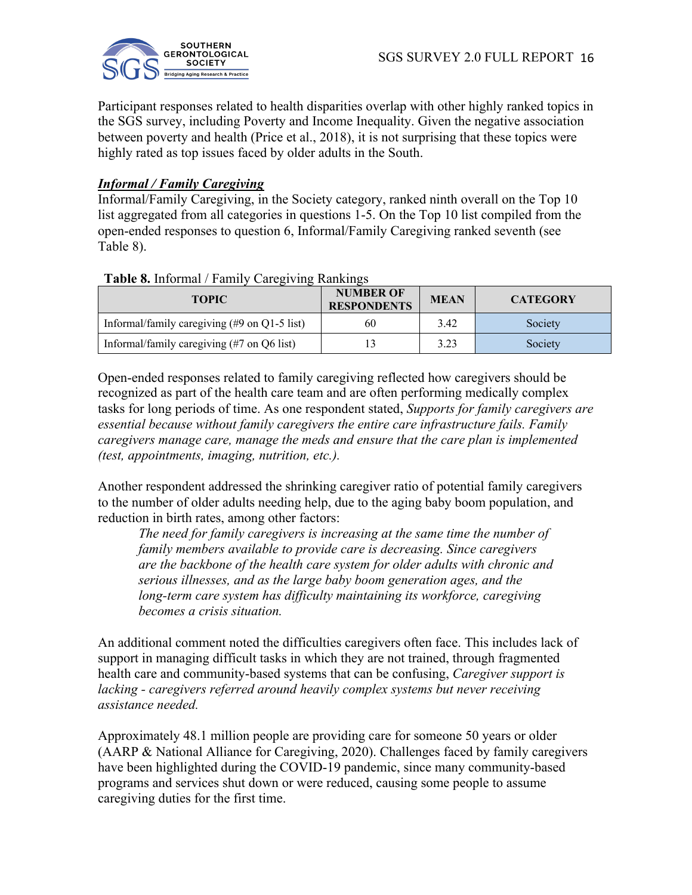Participant responses related to health disparities overlap with other highly ranked topics in the SGS survey, including Poverty and Income Inequality. Given the negative association between poverty and health (Price et al., 2018), it is not surprising that these topics were highly rated as top issues faced by older adults in the South.

### ***Informal / Family Caregiving***

Informal/Family Caregiving, in the Society category, ranked ninth overall on the Top 10 list aggregated from all categories in questions 1-5. On the Top 10 list compiled from the open-ended responses to question 6, Informal/Family Caregiving ranked seventh (see Table 8).

**Table 8.** Informal / Family Caregiving Rankings

| TOPIC | NUMBER OF RESPONDENTS | MEAN | CATEGORY |
|---|---|---|---|
| Informal/family caregiving (#9 on Q1-5 list) | 60 | 3.42 | Society |
| Informal/family caregiving (#7 on Q6 list) | 13 | 3.23 | Society |

Open-ended responses related to family caregiving reflected how caregivers should be recognized as part of the health care team and are often performing medically complex tasks for long periods of time. As one respondent stated, *Supports for family caregivers are essential because without family caregivers the entire care infrastructure fails. Family caregivers manage care, manage the meds and ensure that the care plan is implemented (test, appointments, imaging, nutrition, etc.).*

Another respondent addressed the shrinking caregiver ratio of potential family caregivers to the number of older adults needing help, due to the aging baby boom population, and reduction in birth rates, among other factors:

> *The need for family caregivers is increasing at the same time the number of family members available to provide care is decreasing. Since caregivers are the backbone of the health care system for older adults with chronic and serious illnesses, and as the large baby boom generation ages, and the long-term care system has difficulty maintaining its workforce, caregiving becomes a crisis situation.*

An additional comment noted the difficulties caregivers often face. This includes lack of support in managing difficult tasks in which they are not trained, through fragmented health care and community-based systems that can be confusing, *Caregiver support is lacking - caregivers referred around heavily complex systems but never receiving assistance needed.*

Approximately 48.1 million people are providing care for someone 50 years or older (AARP & National Alliance for Caregiving, 2020). Challenges faced by family caregivers have been highlighted during the COVID-19 pandemic, since many community-based programs and services shut down or were reduced, causing some people to assume caregiving duties for the first time.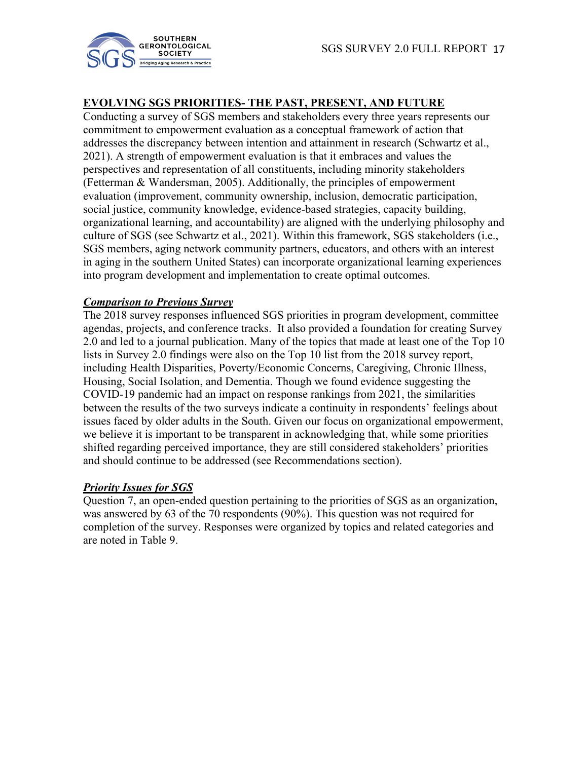## EVOLVING SGS PRIORITIES- THE PAST, PRESENT, AND FUTURE

Conducting a survey of SGS members and stakeholders every three years represents our commitment to empowerment evaluation as a conceptual framework of action that addresses the discrepancy between intention and attainment in research (Schwartz et al., 2021). A strength of empowerment evaluation is that it embraces and values the perspectives and representation of all constituents, including minority stakeholders (Fetterman & Wandersman, 2005). Additionally, the principles of empowerment evaluation (improvement, community ownership, inclusion, democratic participation, social justice, community knowledge, evidence-based strategies, capacity building, organizational learning, and accountability) are aligned with the underlying philosophy and culture of SGS (see Schwartz et al., 2021). Within this framework, SGS stakeholders (i.e., SGS members, aging network community partners, educators, and others with an interest in aging in the southern United States) can incorporate organizational learning experiences into program development and implementation to create optimal outcomes.

### ***Comparison to Previous Survey***

The 2018 survey responses influenced SGS priorities in program development, committee agendas, projects, and conference tracks. It also provided a foundation for creating Survey 2.0 and led to a journal publication. Many of the topics that made at least one of the Top 10 lists in Survey 2.0 findings were also on the Top 10 list from the 2018 survey report, including Health Disparities, Poverty/Economic Concerns, Caregiving, Chronic Illness, Housing, Social Isolation, and Dementia. Though we found evidence suggesting the COVID-19 pandemic had an impact on response rankings from 2021, the similarities between the results of the two surveys indicate a continuity in respondents' feelings about issues faced by older adults in the South. Given our focus on organizational empowerment, we believe it is important to be transparent in acknowledging that, while some priorities shifted regarding perceived importance, they are still considered stakeholders' priorities and should continue to be addressed (see Recommendations section).

### ***Priority Issues for SGS***

Question 7, an open-ended question pertaining to the priorities of SGS as an organization, was answered by 63 of the 70 respondents (90%). This question was not required for completion of the survey. Responses were organized by topics and related categories and are noted in Table 9.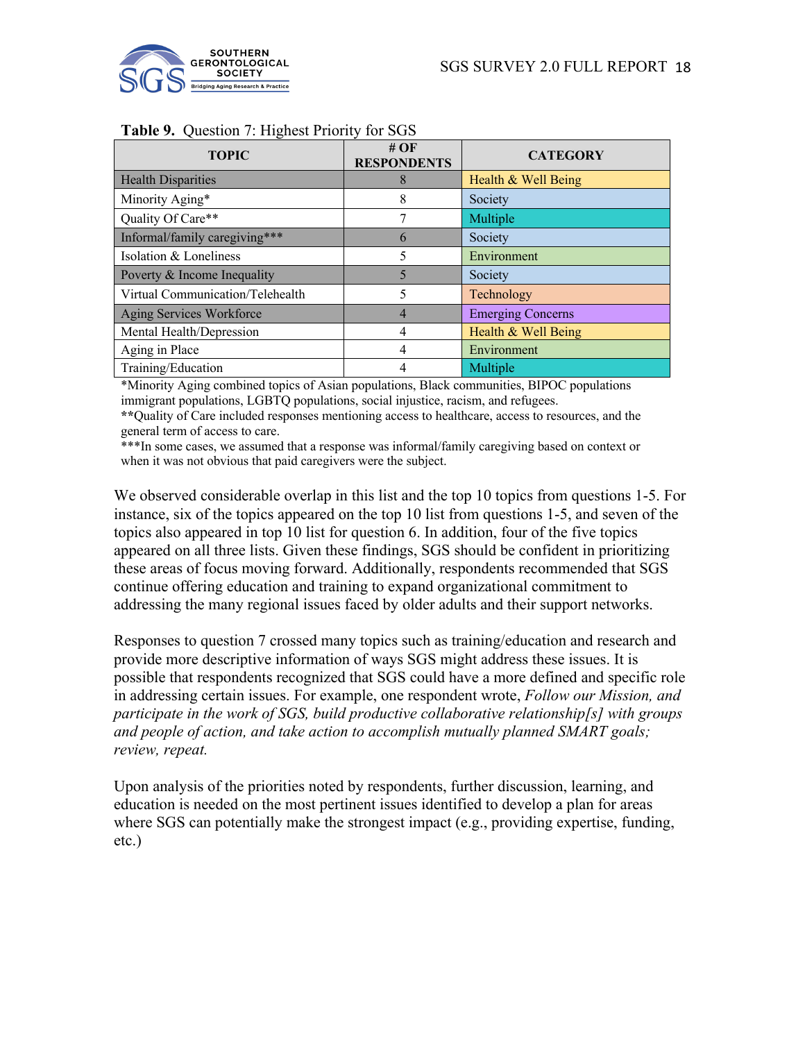**Table 9.** Question 7: Highest Priority for SGS

| TOPIC | # OF RESPONDENTS | CATEGORY |
|---|---|---|
| Health Disparities | 8 | Health & Well Being |
| Minority Aging* | 8 | Society |
| Quality Of Care** | 7 | Multiple |
| Informal/family caregiving*** | 6 | Society |
| Isolation & Loneliness | 5 | Environment |
| Poverty & Income Inequality | 5 | Society |
| Virtual Communication/Telehealth | 5 | Technology |
| Aging Services Workforce | 4 | Emerging Concerns |
| Mental Health/Depression | 4 | Health & Well Being |
| Aging in Place | 4 | Environment |
| Training/Education | 4 | Multiple |

*Minority Aging combined topics of Asian populations, Black communities, BIPOC populations immigrant populations, LGBTQ populations, social injustice, racism, and refugees.
**Quality of Care included responses mentioning access to healthcare, access to resources, and the general term of access to care.
***In some cases, we assumed that a response was informal/family caregiving based on context or when it was not obvious that paid caregivers were the subject.

We observed considerable overlap in this list and the top 10 topics from questions 1-5. For instance, six of the topics appeared on the top 10 list from questions 1-5, and seven of the topics also appeared in top 10 list for question 6. In addition, four of the five topics appeared on all three lists. Given these findings, SGS should be confident in prioritizing these areas of focus moving forward. Additionally, respondents recommended that SGS continue offering education and training to expand organizational commitment to addressing the many regional issues faced by older adults and their support networks.

Responses to question 7 crossed many topics such as training/education and research and provide more descriptive information of ways SGS might address these issues. It is possible that respondents recognized that SGS could have a more defined and specific role in addressing certain issues. For example, one respondent wrote, *Follow our Mission, and participate in the work of SGS, build productive collaborative relationship[s] with groups and people of action, and take action to accomplish mutually planned SMART goals; review, repeat.*

Upon analysis of the priorities noted by respondents, further discussion, learning, and education is needed on the most pertinent issues identified to develop a plan for areas where SGS can potentially make the strongest impact (e.g., providing expertise, funding, etc.)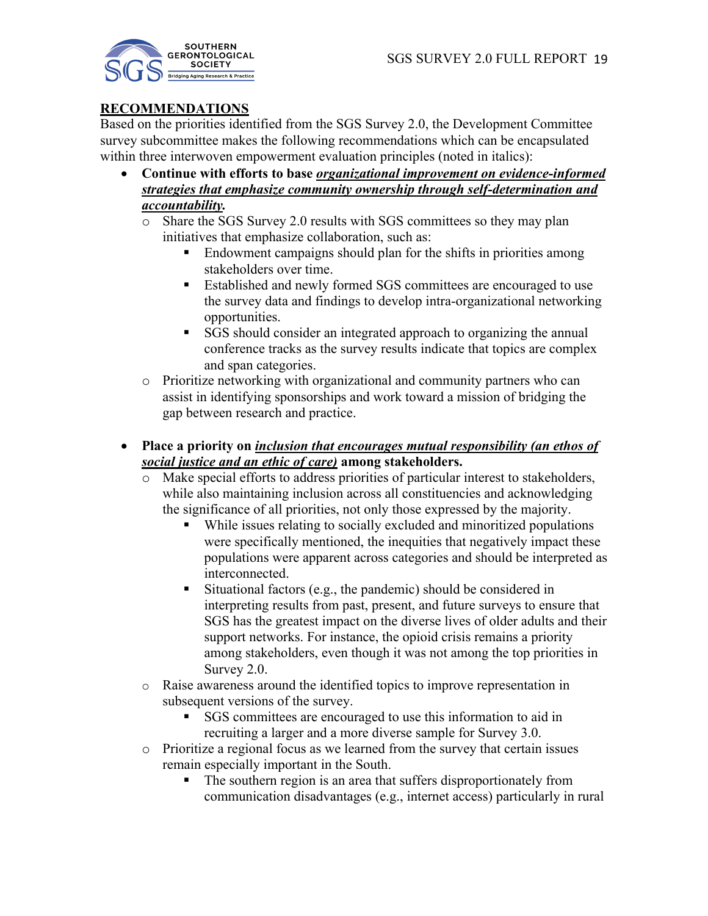## RECOMMENDATIONS

Based on the priorities identified from the SGS Survey 2.0, the Development Committee survey subcommittee makes the following recommendations which can be encapsulated within three interwoven empowerment evaluation principles (noted in italics):

- **Continue with efforts to base *organizational improvement on evidence-informed strategies that emphasize community ownership through self-determination and accountability*.**
  - Share the SGS Survey 2.0 results with SGS committees so they may plan initiatives that emphasize collaboration, such as:
    - Endowment campaigns should plan for the shifts in priorities among stakeholders over time.
    - Established and newly formed SGS committees are encouraged to use the survey data and findings to develop intra-organizational networking opportunities.
    - SGS should consider an integrated approach to organizing the annual conference tracks as the survey results indicate that topics are complex and span categories.
  - Prioritize networking with organizational and community partners who can assist in identifying sponsorships and work toward a mission of bridging the gap between research and practice.

- **Place a priority on *inclusion that encourages mutual responsibility (an ethos of social justice and an ethic of care)* among stakeholders.**
  - Make special efforts to address priorities of particular interest to stakeholders, while also maintaining inclusion across all constituencies and acknowledging the significance of all priorities, not only those expressed by the majority.
    - While issues relating to socially excluded and minoritized populations were specifically mentioned, the inequities that negatively impact these populations were apparent across categories and should be interpreted as interconnected.
    - Situational factors (e.g., the pandemic) should be considered in interpreting results from past, present, and future surveys to ensure that SGS has the greatest impact on the diverse lives of older adults and their support networks. For instance, the opioid crisis remains a priority among stakeholders, even though it was not among the top priorities in Survey 2.0.
  - Raise awareness around the identified topics to improve representation in subsequent versions of the survey.
    - SGS committees are encouraged to use this information to aid in recruiting a larger and a more diverse sample for Survey 3.0.
  - Prioritize a regional focus as we learned from the survey that certain issues remain especially important in the South.
    - The southern region is an area that suffers disproportionately from communication disadvantages (e.g., internet access) particularly in rural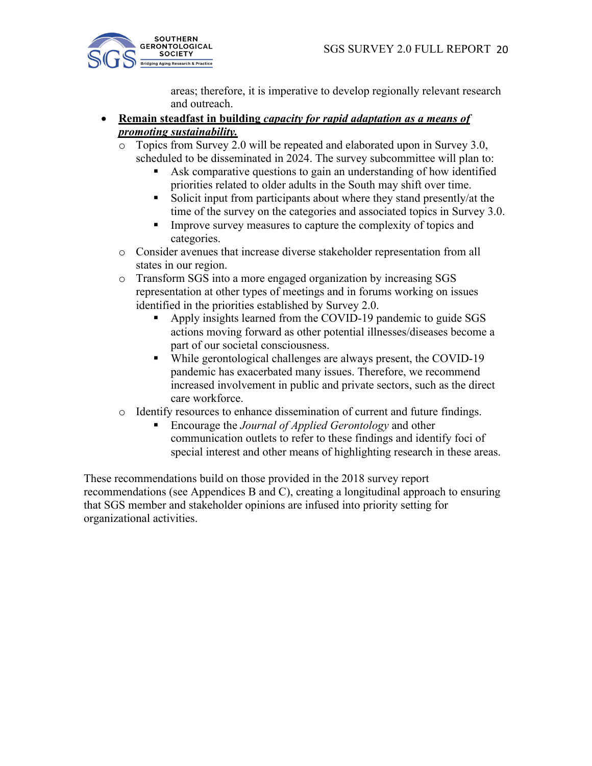areas; therefore, it is imperative to develop regionally relevant research and outreach.

- **Remain steadfast in building *capacity for rapid adaptation as a means of promoting sustainability.***
  - Topics from Survey 2.0 will be repeated and elaborated upon in Survey 3.0, scheduled to be disseminated in 2024. The survey subcommittee will plan to:
    - Ask comparative questions to gain an understanding of how identified priorities related to older adults in the South may shift over time.
    - Solicit input from participants about where they stand presently/at the time of the survey on the categories and associated topics in Survey 3.0.
    - Improve survey measures to capture the complexity of topics and categories.
  - Consider avenues that increase diverse stakeholder representation from all states in our region.
  - Transform SGS into a more engaged organization by increasing SGS representation at other types of meetings and in forums working on issues identified in the priorities established by Survey 2.0.
    - Apply insights learned from the COVID-19 pandemic to guide SGS actions moving forward as other potential illnesses/diseases become a part of our societal consciousness.
    - While gerontological challenges are always present, the COVID-19 pandemic has exacerbated many issues. Therefore, we recommend increased involvement in public and private sectors, such as the direct care workforce.
  - Identify resources to enhance dissemination of current and future findings.
    - Encourage the *Journal of Applied Gerontology* and other communication outlets to refer to these findings and identify foci of special interest and other means of highlighting research in these areas.

These recommendations build on those provided in the 2018 survey report recommendations (see Appendices B and C), creating a longitudinal approach to ensuring that SGS member and stakeholder opinions are infused into priority setting for organizational activities.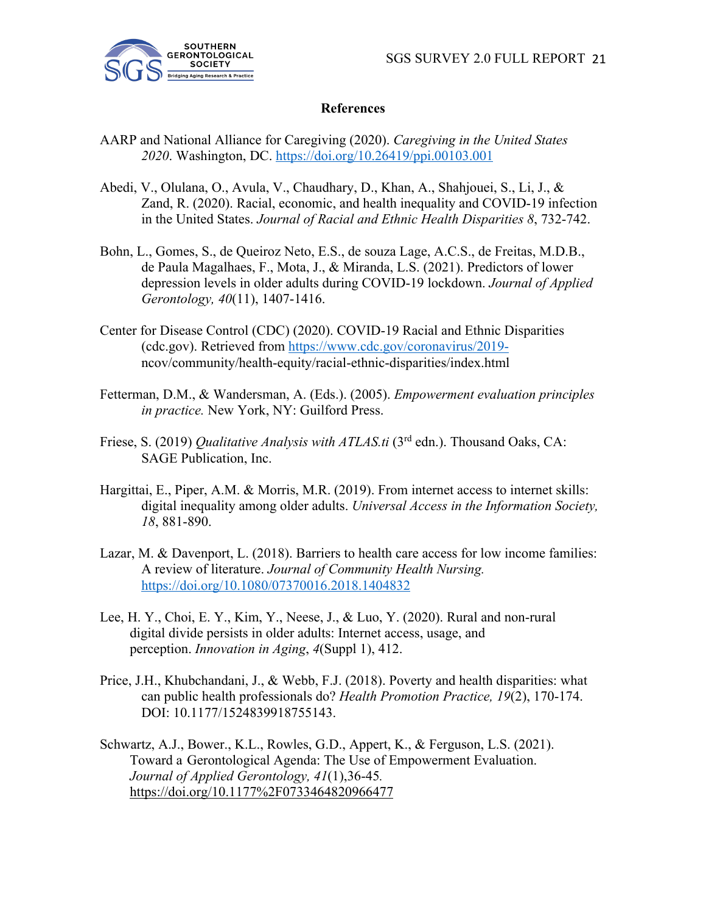## References

AARP and National Alliance for Caregiving (2020). *Caregiving in the United States 2020*. Washington, DC. https://doi.org/10.26419/ppi.00103.001

Abedi, V., Olulana, O., Avula, V., Chaudhary, D., Khan, A., Shahjouei, S., Li, J., & Zand, R. (2020). Racial, economic, and health inequality and COVID-19 infection in the United States. *Journal of Racial and Ethnic Health Disparities 8*, 732-742.

Bohn, L., Gomes, S., de Queiroz Neto, E.S., de souza Lage, A.C.S., de Freitas, M.D.B., de Paula Magalhaes, F., Mota, J., & Miranda, L.S. (2021). Predictors of lower depression levels in older adults during COVID-19 lockdown. *Journal of Applied Gerontology, 40*(11), 1407-1416.

Center for Disease Control (CDC) (2020). COVID-19 Racial and Ethnic Disparities (cdc.gov). Retrieved from https://www.cdc.gov/coronavirus/2019-ncov/community/health-equity/racial-ethnic-disparities/index.html

Fetterman, D.M., & Wandersman, A. (Eds.). (2005). *Empowerment evaluation principles in practice.* New York, NY: Guilford Press.

Friese, S. (2019) *Qualitative Analysis with ATLAS.ti* (3rd edn.). Thousand Oaks, CA: SAGE Publication, Inc.

Hargittai, E., Piper, A.M. & Morris, M.R. (2019). From internet access to internet skills: digital inequality among older adults. *Universal Access in the Information Society, 18*, 881-890.

Lazar, M. & Davenport, L. (2018). Barriers to health care access for low income families: A review of literature. *Journal of Community Health Nursing.* https://doi.org/10.1080/07370016.2018.1404832

Lee, H. Y., Choi, E. Y., Kim, Y., Neese, J., & Luo, Y. (2020). Rural and non-rural digital divide persists in older adults: Internet access, usage, and perception. *Innovation in Aging*, *4*(Suppl 1), 412.

Price, J.H., Khubchandani, J., & Webb, F.J. (2018). Poverty and health disparities: what can public health professionals do? *Health Promotion Practice, 19*(2), 170-174. DOI: 10.1177/1524839918755143.

Schwartz, A.J., Bower., K.L., Rowles, G.D., Appert, K., & Ferguson, L.S. (2021). Toward a Gerontological Agenda: The Use of Empowerment Evaluation. *Journal of Applied Gerontology, 41*(1),36-45. https://doi.org/10.1177%2F0733464820966477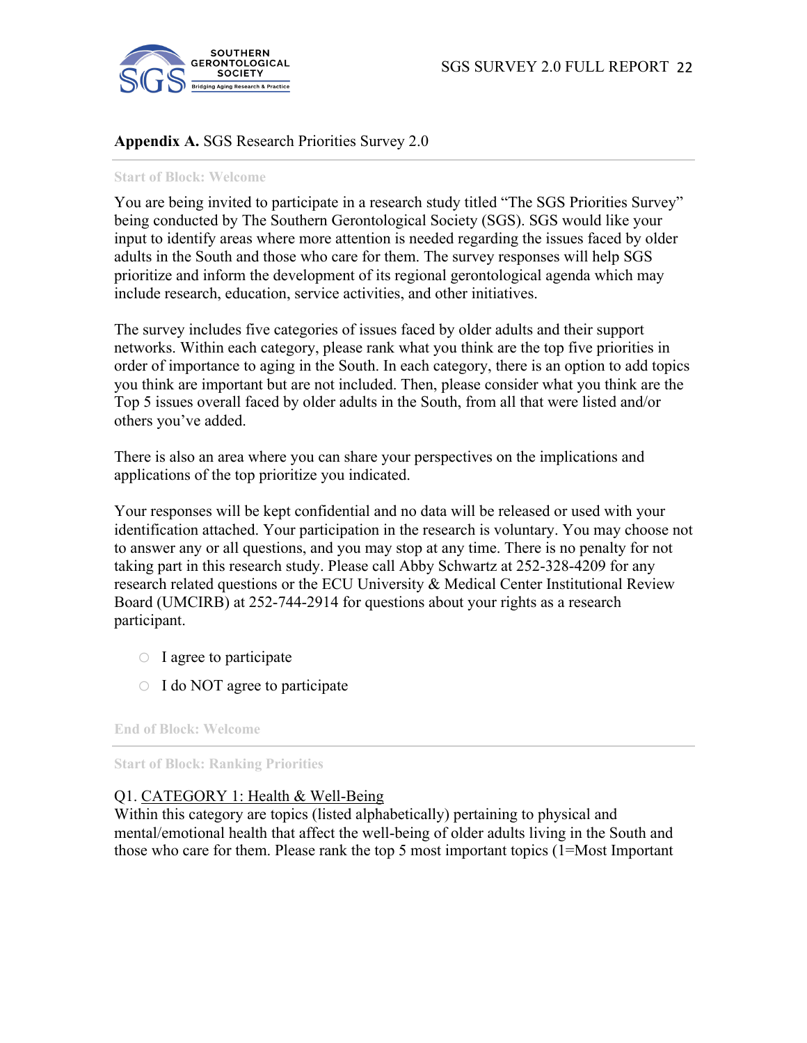**Appendix A.** SGS Research Priorities Survey 2.0

Start of Block: Welcome

You are being invited to participate in a research study titled "The SGS Priorities Survey" being conducted by The Southern Gerontological Society (SGS). SGS would like your input to identify areas where more attention is needed regarding the issues faced by older adults in the South and those who care for them. The survey responses will help SGS prioritize and inform the development of its regional gerontological agenda which may include research, education, service activities, and other initiatives.

The survey includes five categories of issues faced by older adults and their support networks. Within each category, please rank what you think are the top five priorities in order of importance to aging in the South. In each category, there is an option to add topics you think are important but are not included. Then, please consider what you think are the Top 5 issues overall faced by older adults in the South, from all that were listed and/or others you've added.

There is also an area where you can share your perspectives on the implications and applications of the top prioritize you indicated.

Your responses will be kept confidential and no data will be released or used with your identification attached. Your participation in the research is voluntary. You may choose not to answer any or all questions, and you may stop at any time. There is no penalty for not taking part in this research study. Please call Abby Schwartz at 252-328-4209 for any research related questions or the ECU University & Medical Center Institutional Review Board (UMCIRB) at 252-744-2914 for questions about your rights as a research participant.

- ○ I agree to participate
- ○ I do NOT agree to participate

End of Block: Welcome

Start of Block: Ranking Priorities

Q1. CATEGORY 1: Health & Well-Being
Within this category are topics (listed alphabetically) pertaining to physical and mental/emotional health that affect the well-being of older adults living in the South and those who care for them. Please rank the top 5 most important topics (1=Most Important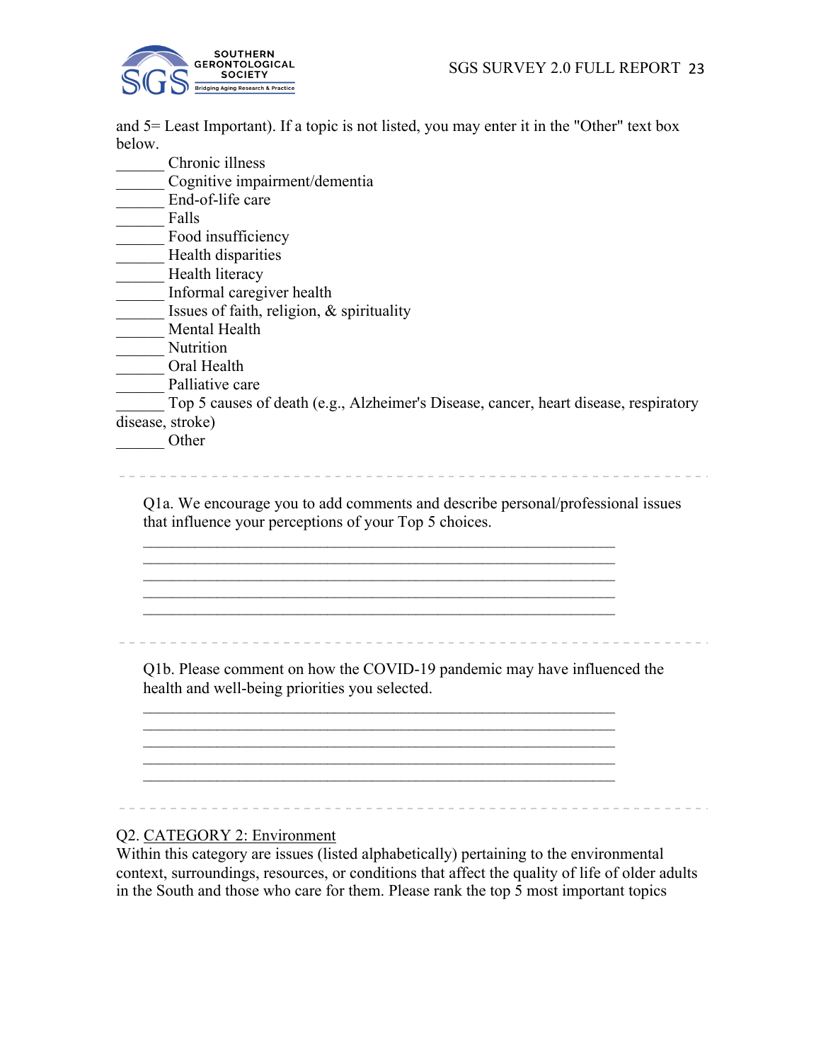and 5= Least Important). If a topic is not listed, you may enter it in the "Other" text box below.

______ Chronic illness
______ Cognitive impairment/dementia
______ End-of-life care
______ Falls
______ Food insufficiency
______ Health disparities
______ Health literacy
______ Informal caregiver health
______ Issues of faith, religion, & spirituality
______ Mental Health
______ Nutrition
______ Oral Health
______ Palliative care
______ Top 5 causes of death (e.g., Alzheimer's Disease, cancer, heart disease, respiratory disease, stroke)
______ Other

Q1a. We encourage you to add comments and describe personal/professional issues that influence your perceptions of your Top 5 choices.

_____________________________________________________________
_____________________________________________________________
_____________________________________________________________
_____________________________________________________________
_____________________________________________________________

Q1b. Please comment on how the COVID-19 pandemic may have influenced the health and well-being priorities you selected.

_____________________________________________________________
_____________________________________________________________
_____________________________________________________________
_____________________________________________________________
_____________________________________________________________

Q2. <u>CATEGORY 2: Environment</u>

Within this category are issues (listed alphabetically) pertaining to the environmental context, surroundings, resources, or conditions that affect the quality of life of older adults in the South and those who care for them. Please rank the top 5 most important topics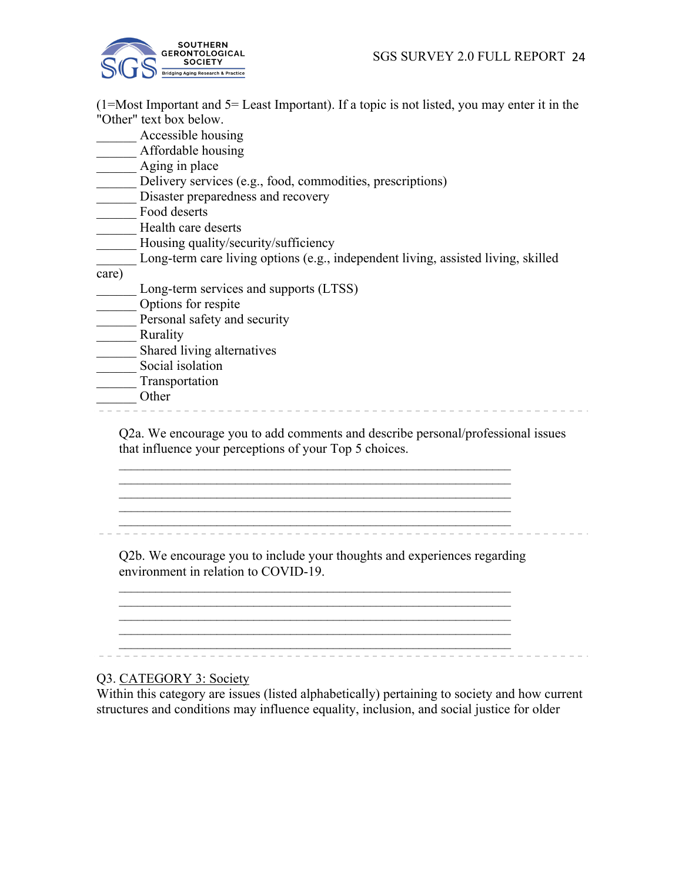(1=Most Important and 5= Least Important). If a topic is not listed, you may enter it in the "Other" text box below.

______ Accessible housing
______ Affordable housing
______ Aging in place
______ Delivery services (e.g., food, commodities, prescriptions)
______ Disaster preparedness and recovery
______ Food deserts
______ Health care deserts
______ Housing quality/security/sufficiency
______ Long-term care living options (e.g., independent living, assisted living, skilled care)
______ Long-term services and supports (LTSS)
______ Options for respite
______ Personal safety and security
______ Rurality
______ Shared living alternatives
______ Social isolation
______ Transportation
______ Other

Q2a. We encourage you to add comments and describe personal/professional issues that influence your perceptions of your Top 5 choices.

______________________________________________________________
______________________________________________________________
______________________________________________________________
______________________________________________________________
______________________________________________________________

Q2b. We encourage you to include your thoughts and experiences regarding environment in relation to COVID-19.

______________________________________________________________
______________________________________________________________
______________________________________________________________
______________________________________________________________
______________________________________________________________

Q3. CATEGORY 3: Society

Within this category are issues (listed alphabetically) pertaining to society and how current structures and conditions may influence equality, inclusion, and social justice for older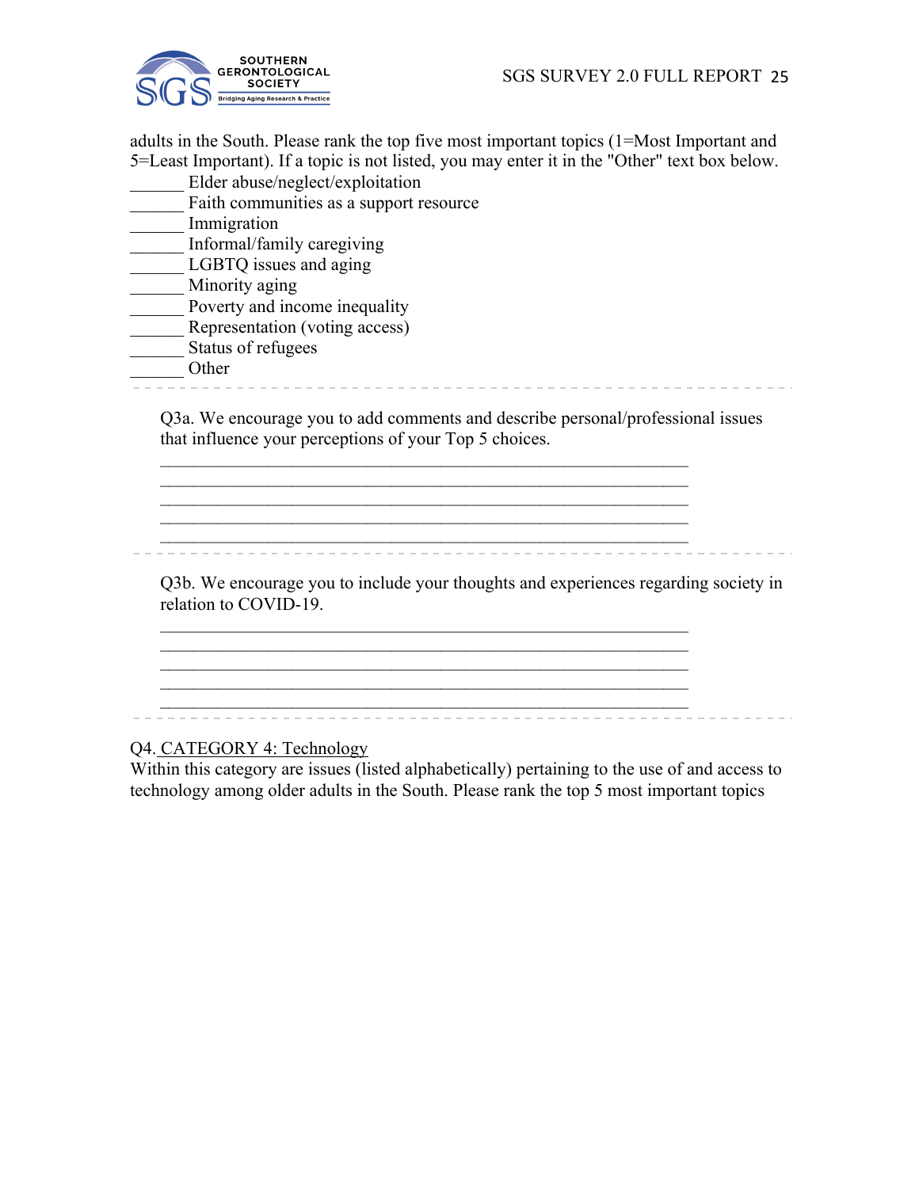adults in the South. Please rank the top five most important topics (1=Most Important and 5=Least Important). If a topic is not listed, you may enter it in the "Other" text box below.

______ Elder abuse/neglect/exploitation
______ Faith communities as a support resource
______ Immigration
______ Informal/family caregiving
______ LGBTQ issues and aging
______ Minority aging
______ Poverty and income inequality
______ Representation (voting access)
______ Status of refugees
______ Other

Q3a. We encourage you to add comments and describe personal/professional issues that influence your perceptions of your Top 5 choices.

______________________________________________________________
______________________________________________________________
______________________________________________________________
______________________________________________________________
______________________________________________________________

Q3b. We encourage you to include your thoughts and experiences regarding society in relation to COVID-19.

______________________________________________________________
______________________________________________________________
______________________________________________________________
______________________________________________________________
______________________________________________________________

Q4. CATEGORY 4: Technology

Within this category are issues (listed alphabetically) pertaining to the use of and access to technology among older adults in the South. Please rank the top 5 most important topics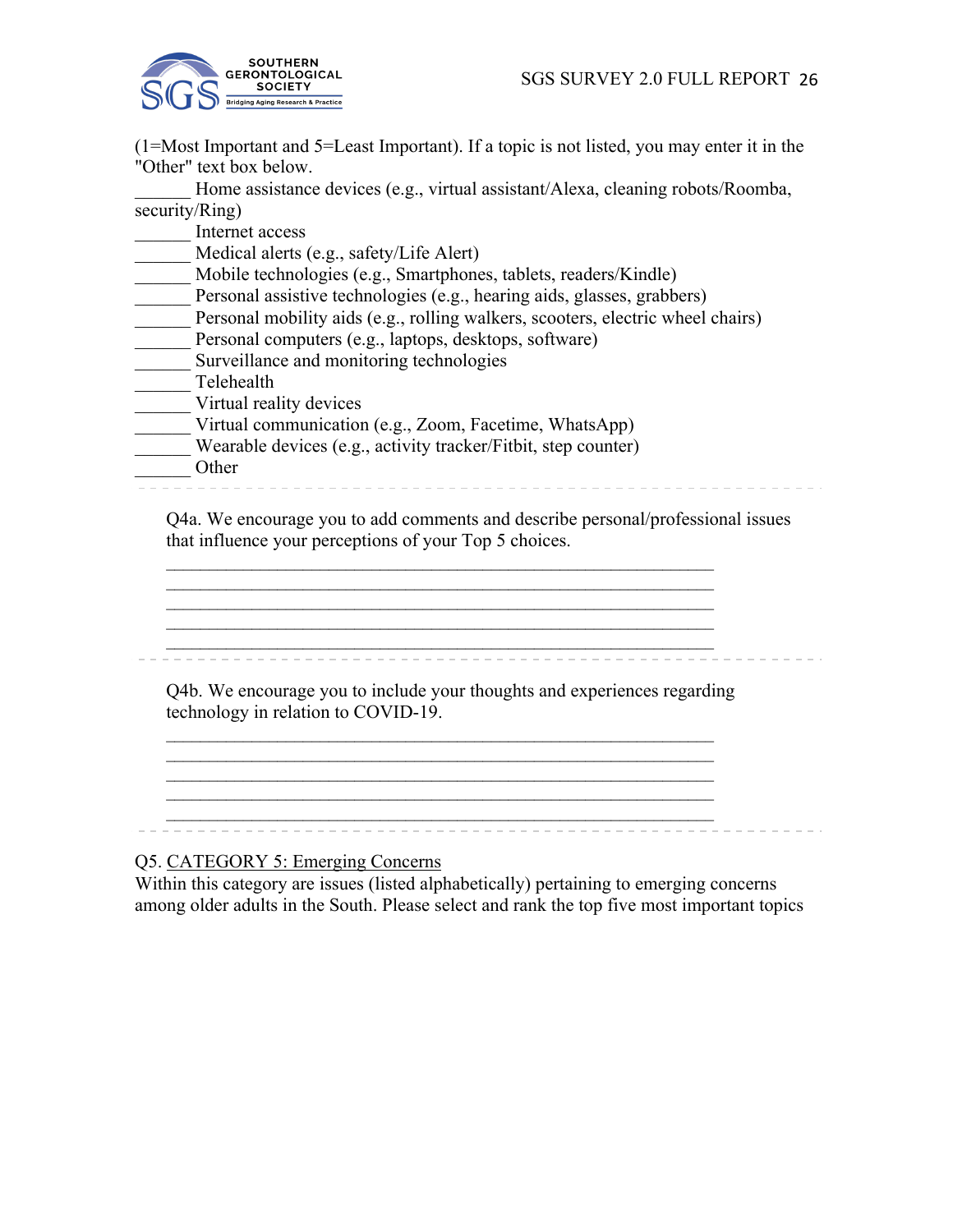(1=Most Important and 5=Least Important). If a topic is not listed, you may enter it in the "Other" text box below.

______ Home assistance devices (e.g., virtual assistant/Alexa, cleaning robots/Roomba, security/Ring)
______ Internet access
______ Medical alerts (e.g., safety/Life Alert)
______ Mobile technologies (e.g., Smartphones, tablets, readers/Kindle)
______ Personal assistive technologies (e.g., hearing aids, glasses, grabbers)
______ Personal mobility aids (e.g., rolling walkers, scooters, electric wheel chairs)
______ Personal computers (e.g., laptops, desktops, software)
______ Surveillance and monitoring technologies
______ Telehealth
______ Virtual reality devices
______ Virtual communication (e.g., Zoom, Facetime, WhatsApp)
______ Wearable devices (e.g., activity tracker/Fitbit, step counter)
______ Other

Q4a. We encourage you to add comments and describe personal/professional issues that influence your perceptions of your Top 5 choices.

____________________________________________________________
____________________________________________________________
____________________________________________________________
____________________________________________________________
____________________________________________________________

Q4b. We encourage you to include your thoughts and experiences regarding technology in relation to COVID-19.

____________________________________________________________
____________________________________________________________
____________________________________________________________
____________________________________________________________
____________________________________________________________

Q5. CATEGORY 5: Emerging Concerns

Within this category are issues (listed alphabetically) pertaining to emerging concerns among older adults in the South. Please select and rank the top five most important topics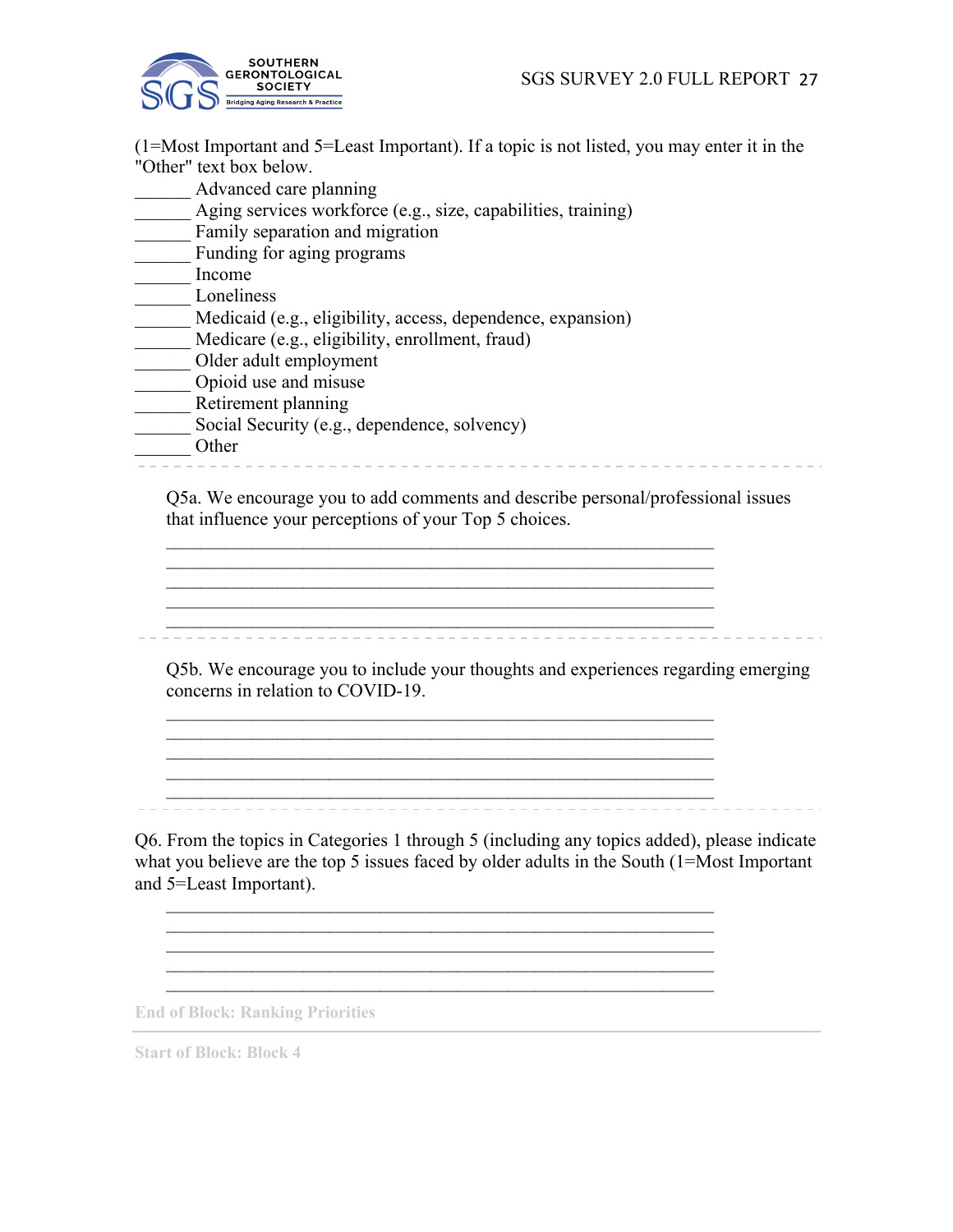(1=Most Important and 5=Least Important). If a topic is not listed, you may enter it in the "Other" text box below.

______ Advanced care planning
______ Aging services workforce (e.g., size, capabilities, training)
______ Family separation and migration
______ Funding for aging programs
______ Income
______ Loneliness
______ Medicaid (e.g., eligibility, access, dependence, expansion)
______ Medicare (e.g., eligibility, enrollment, fraud)
______ Older adult employment
______ Opioid use and misuse
______ Retirement planning
______ Social Security (e.g., dependence, solvency)
______ Other

---

Q5a. We encourage you to add comments and describe personal/professional issues that influence your perceptions of your Top 5 choices.

________________________________________________________________
________________________________________________________________
________________________________________________________________
________________________________________________________________
________________________________________________________________

---

Q5b. We encourage you to include your thoughts and experiences regarding emerging concerns in relation to COVID-19.

________________________________________________________________
________________________________________________________________
________________________________________________________________
________________________________________________________________
________________________________________________________________

---

Q6. From the topics in Categories 1 through 5 (including any topics added), please indicate what you believe are the top 5 issues faced by older adults in the South (1=Most Important and 5=Least Important).

________________________________________________________________
________________________________________________________________
________________________________________________________________
________________________________________________________________
________________________________________________________________

**End of Block: Ranking Priorities**

---

**Start of Block: Block 4**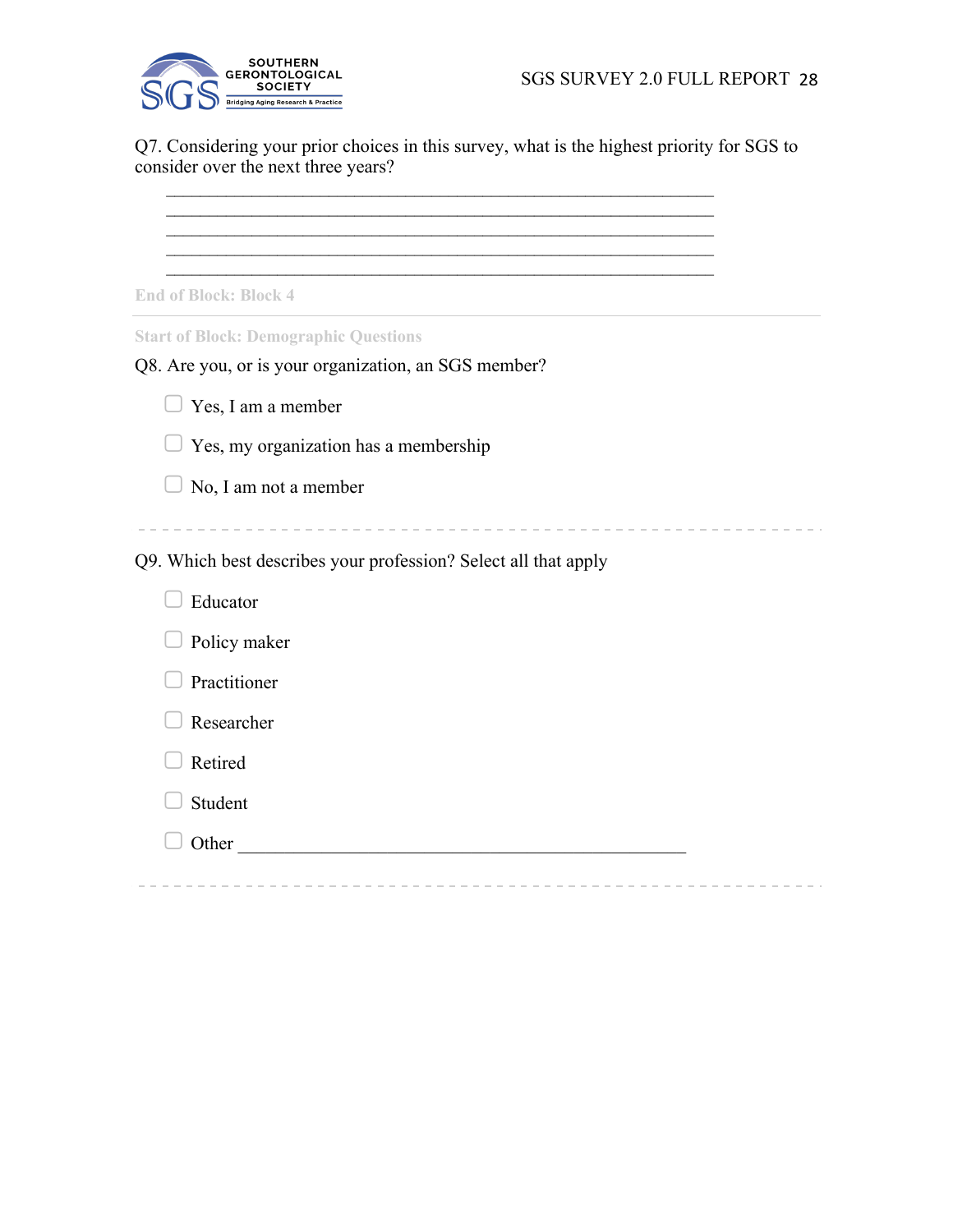Q7. Considering your prior choices in this survey, what is the highest priority for SGS to consider over the next three years?

________________________________________________________________
________________________________________________________________
________________________________________________________________
________________________________________________________________
________________________________________________________________

End of Block: Block 4

---

Start of Block: Demographic Questions

Q8. Are you, or is your organization, an SGS member?

- ☐ Yes, I am a member
- ☐ Yes, my organization has a membership
- ☐ No, I am not a member

---

Q9. Which best describes your profession? Select all that apply

- ☐ Educator
- ☐ Policy maker
- ☐ Practitioner
- ☐ Researcher
- ☐ Retired
- ☐ Student
- ☐ Other ________________________________________________

---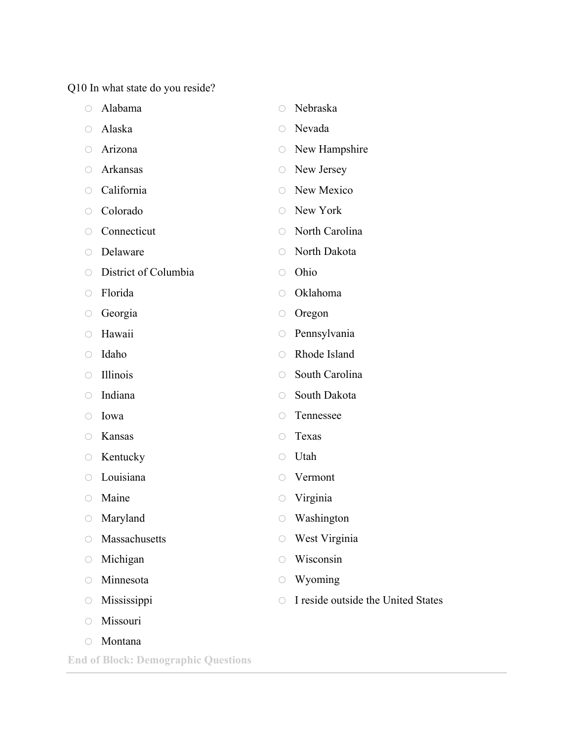Q10 In what state do you reside?

- Alabama
- Alaska
- Arizona
- Arkansas
- California
- Colorado
- Connecticut
- Delaware
- District of Columbia
- Florida
- Georgia
- Hawaii
- Idaho
- Illinois
- Indiana
- Iowa
- Kansas
- Kentucky
- Louisiana
- Maine
- Maryland
- Massachusetts
- Michigan
- Minnesota
- Mississippi
- Missouri
- Montana
- Nebraska
- Nevada
- New Hampshire
- New Jersey
- New Mexico
- New York
- North Carolina
- North Dakota
- Ohio
- Oklahoma
- Oregon
- Pennsylvania
- Rhode Island
- South Carolina
- South Dakota
- Tennessee
- Texas
- Utah
- Vermont
- Virginia
- Washington
- West Virginia
- Wisconsin
- Wyoming
- I reside outside the United States

**End of Block: Demographic Questions**

---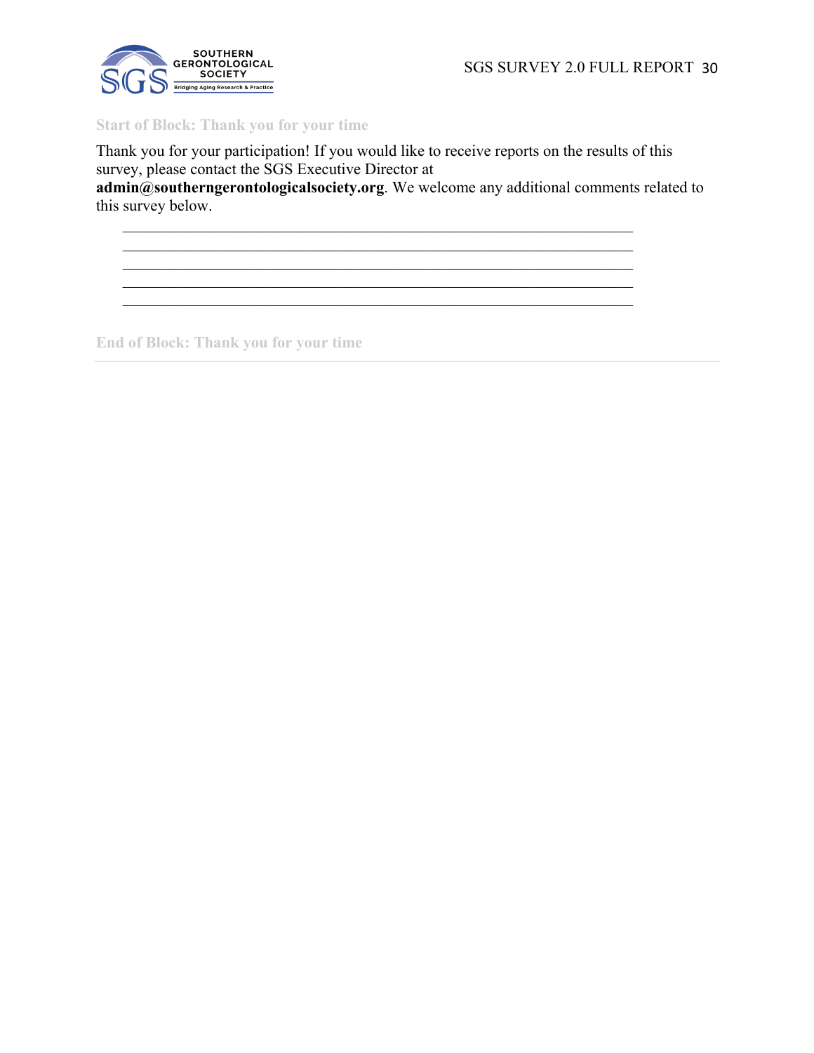Start of Block: Thank you for your time

Thank you for your participation! If you would like to receive reports on the results of this survey, please contact the SGS Executive Director at **admin@southerngerontologicalsociety.org**. We welcome any additional comments related to this survey below.

________________________________________________________________
________________________________________________________________
________________________________________________________________
________________________________________________________________
________________________________________________________________

End of Block: Thank you for your time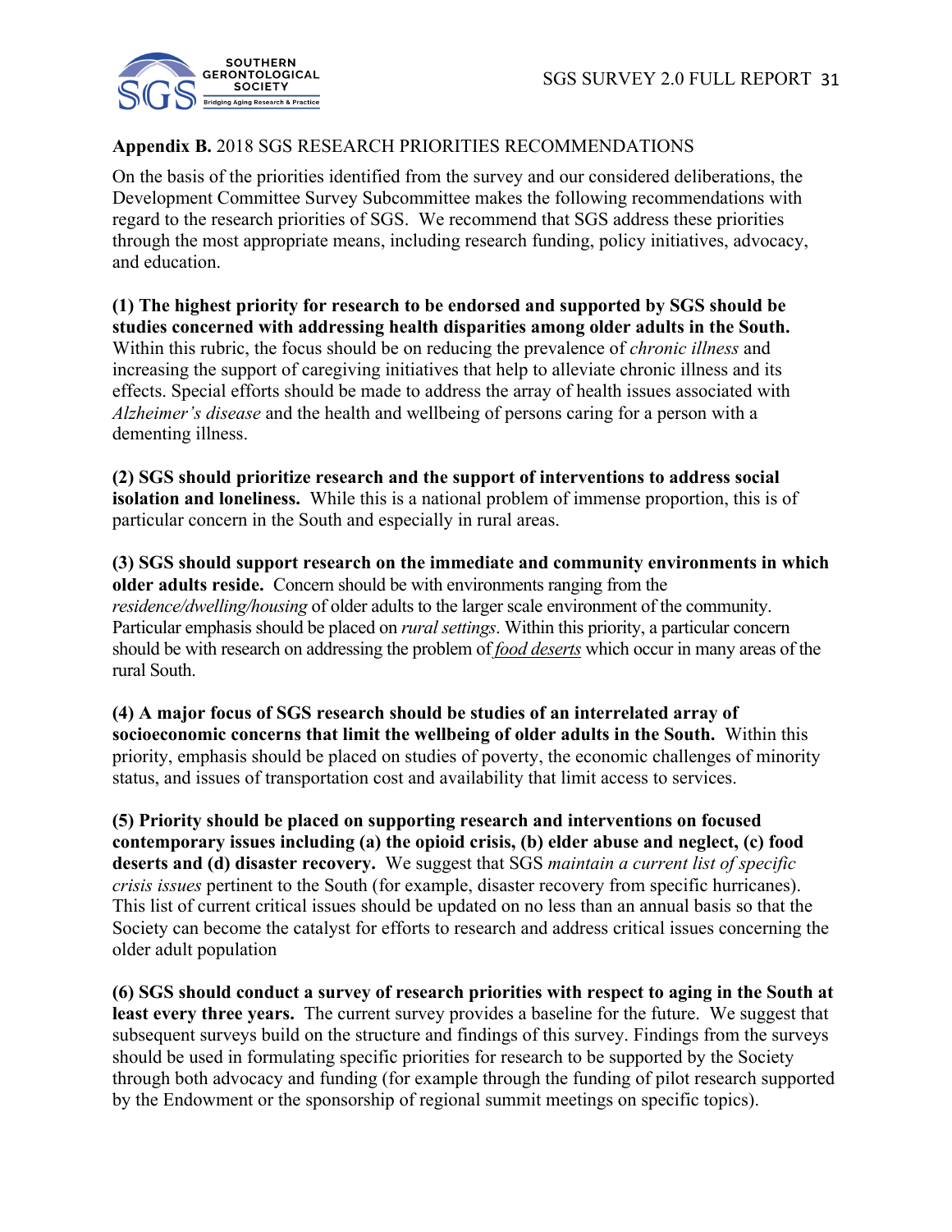**Appendix B.** 2018 SGS RESEARCH PRIORITIES RECOMMENDATIONS

On the basis of the priorities identified from the survey and our considered deliberations, the Development Committee Survey Subcommittee makes the following recommendations with regard to the research priorities of SGS. We recommend that SGS address these priorities through the most appropriate means, including research funding, policy initiatives, advocacy, and education.

**(1) The highest priority for research to be endorsed and supported by SGS should be studies concerned with addressing health disparities among older adults in the South.** Within this rubric, the focus should be on reducing the prevalence of *chronic illness* and increasing the support of caregiving initiatives that help to alleviate chronic illness and its effects. Special efforts should be made to address the array of health issues associated with *Alzheimer's disease* and the health and wellbeing of persons caring for a person with a dementing illness.

**(2) SGS should prioritize research and the support of interventions to address social isolation and loneliness.** While this is a national problem of immense proportion, this is of particular concern in the South and especially in rural areas.

**(3) SGS should support research on the immediate and community environments in which older adults reside.** Concern should be with environments ranging from the *residence/dwelling/housing* of older adults to the larger scale environment of the community. Particular emphasis should be placed on *rural settings.* Within this priority, a particular concern should be with research on addressing the problem of <u>*food deserts*</u> which occur in many areas of the rural South.

**(4) A major focus of SGS research should be studies of an interrelated array of socioeconomic concerns that limit the wellbeing of older adults in the South.** Within this priority, emphasis should be placed on studies of poverty, the economic challenges of minority status, and issues of transportation cost and availability that limit access to services.

**(5) Priority should be placed on supporting research and interventions on focused contemporary issues including (a) the opioid crisis, (b) elder abuse and neglect, (c) food deserts and (d) disaster recovery.** We suggest that SGS *maintain a current list of specific crisis issues* pertinent to the South (for example, disaster recovery from specific hurricanes). This list of current critical issues should be updated on no less than an annual basis so that the Society can become the catalyst for efforts to research and address critical issues concerning the older adult population

**(6) SGS should conduct a survey of research priorities with respect to aging in the South at least every three years.** The current survey provides a baseline for the future. We suggest that subsequent surveys build on the structure and findings of this survey. Findings from the surveys should be used in formulating specific priorities for research to be supported by the Society through both advocacy and funding (for example through the funding of pilot research supported by the Endowment or the sponsorship of regional summit meetings on specific topics).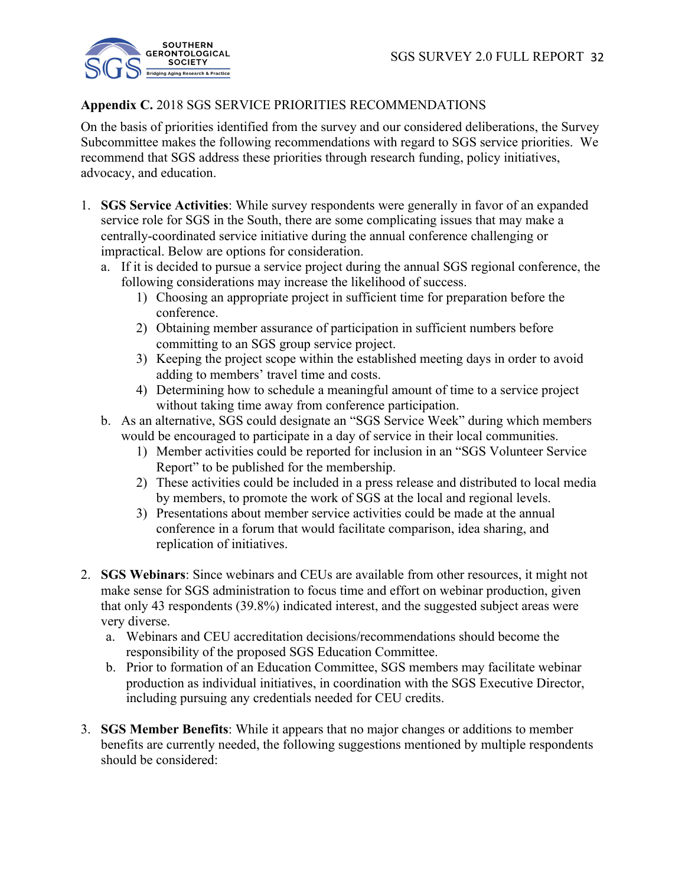**Appendix C.** 2018 SGS SERVICE PRIORITIES RECOMMENDATIONS

On the basis of priorities identified from the survey and our considered deliberations, the Survey Subcommittee makes the following recommendations with regard to SGS service priorities. We recommend that SGS address these priorities through research funding, policy initiatives, advocacy, and education.

1. **SGS Service Activities**: While survey respondents were generally in favor of an expanded service role for SGS in the South, there are some complicating issues that may make a centrally-coordinated service initiative during the annual conference challenging or impractical. Below are options for consideration.
   a. If it is decided to pursue a service project during the annual SGS regional conference, the following considerations may increase the likelihood of success.
      1) Choosing an appropriate project in sufficient time for preparation before the conference.
      2) Obtaining member assurance of participation in sufficient numbers before committing to an SGS group service project.
      3) Keeping the project scope within the established meeting days in order to avoid adding to members' travel time and costs.
      4) Determining how to schedule a meaningful amount of time to a service project without taking time away from conference participation.

   b. As an alternative, SGS could designate an "SGS Service Week" during which members would be encouraged to participate in a day of service in their local communities.
      1) Member activities could be reported for inclusion in an "SGS Volunteer Service Report" to be published for the membership.
      2) These activities could be included in a press release and distributed to local media by members, to promote the work of SGS at the local and regional levels.
      3) Presentations about member service activities could be made at the annual conference in a forum that would facilitate comparison, idea sharing, and replication of initiatives.

2. **SGS Webinars**: Since webinars and CEUs are available from other resources, it might not make sense for SGS administration to focus time and effort on webinar production, given that only 43 respondents (39.8%) indicated interest, and the suggested subject areas were very diverse.
   a. Webinars and CEU accreditation decisions/recommendations should become the responsibility of the proposed SGS Education Committee.
   b. Prior to formation of an Education Committee, SGS members may facilitate webinar production as individual initiatives, in coordination with the SGS Executive Director, including pursuing any credentials needed for CEU credits.

3. **SGS Member Benefits**: While it appears that no major changes or additions to member benefits are currently needed, the following suggestions mentioned by multiple respondents should be considered: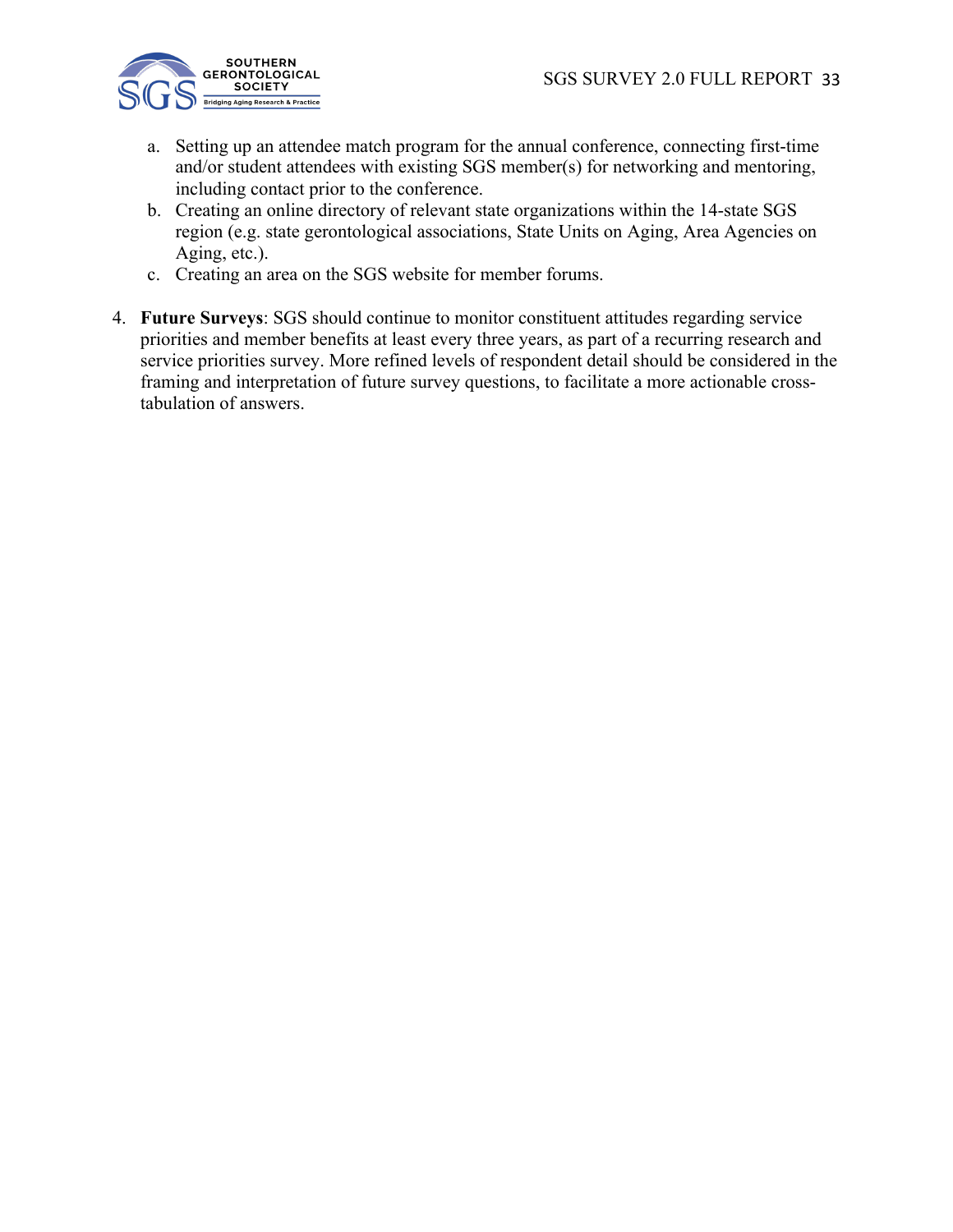a. Setting up an attendee match program for the annual conference, connecting first-time and/or student attendees with existing SGS member(s) for networking and mentoring, including contact prior to the conference.
b. Creating an online directory of relevant state organizations within the 14-state SGS region (e.g. state gerontological associations, State Units on Aging, Area Agencies on Aging, etc.).
c. Creating an area on the SGS website for member forums.

4. **Future Surveys**: SGS should continue to monitor constituent attitudes regarding service priorities and member benefits at least every three years, as part of a recurring research and service priorities survey. More refined levels of respondent detail should be considered in the framing and interpretation of future survey questions, to facilitate a more actionable cross-tabulation of answers.